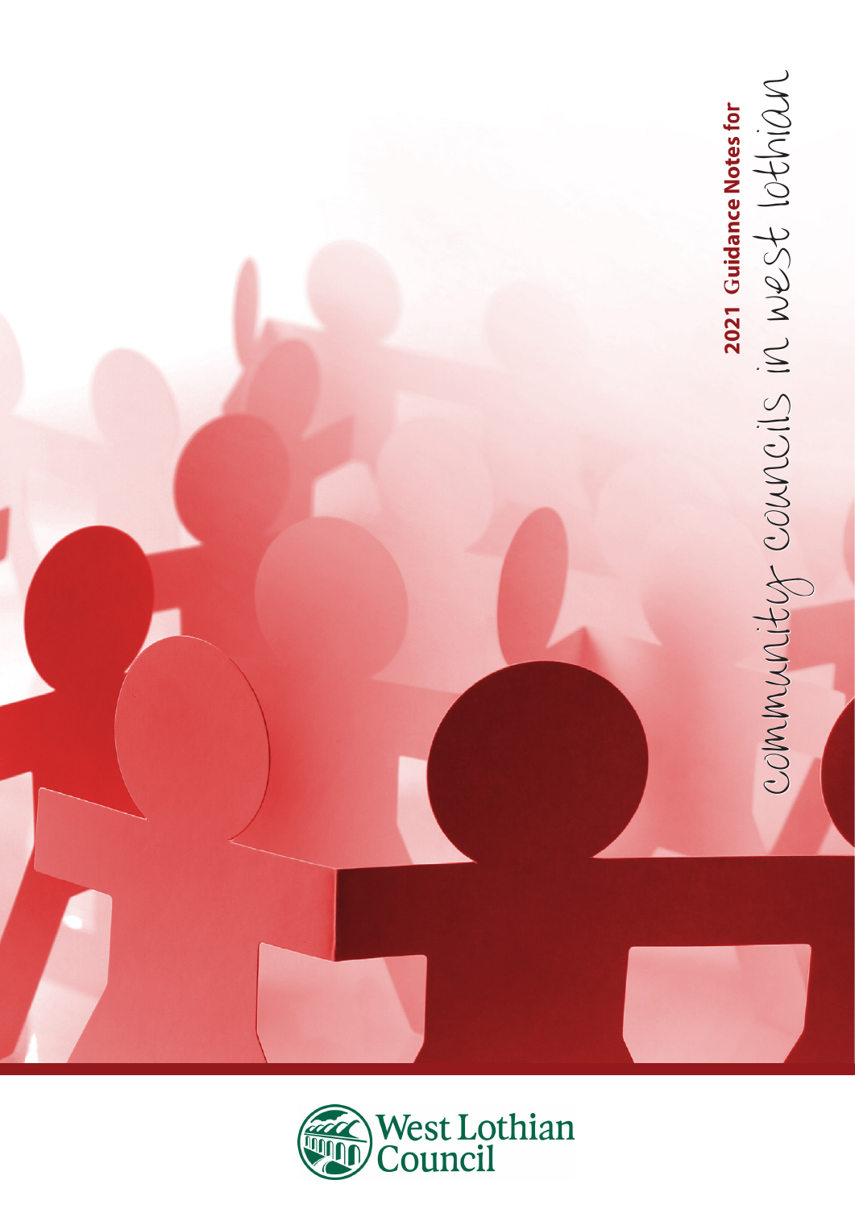# 2021 Guidance Notes for community councils in west lothian

West Lothian Council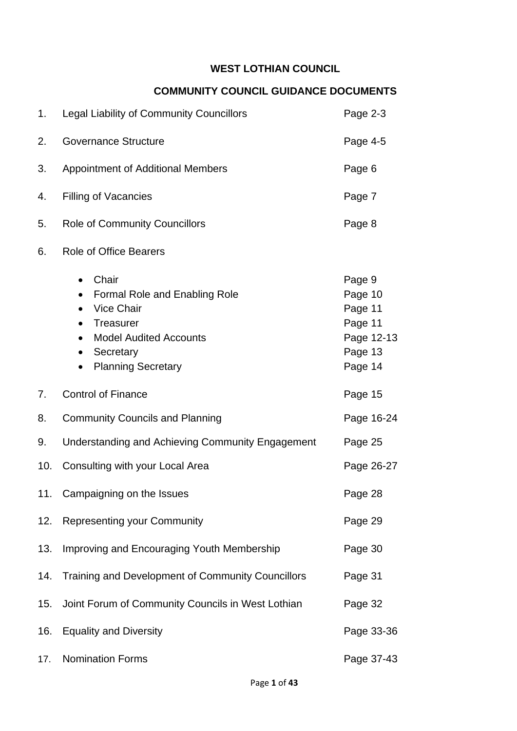# WEST LOTHIAN COUNCIL

## COMMUNITY COUNCIL GUIDANCE DOCUMENTS

| | | |
|---|---|---|
| 1. | Legal Liability of Community Councillors | Page 2-3 |
| 2. | Governance Structure | Page 4-5 |
| 3. | Appointment of Additional Members | Page 6 |
| 4. | Filling of Vacancies | Page 7 |
| 5. | Role of Community Councillors | Page 8 |
| 6. | Role of Office Bearers | |
| | • Chair | Page 9 |
| | • Formal Role and Enabling Role | Page 10 |
| | • Vice Chair | Page 11 |
| | • Treasurer | Page 11 |
| | • Model Audited Accounts | Page 12-13 |
| | • Secretary | Page 13 |
| | • Planning Secretary | Page 14 |
| 7. | Control of Finance | Page 15 |
| 8. | Community Councils and Planning | Page 16-24 |
| 9. | Understanding and Achieving Community Engagement | Page 25 |
| 10. | Consulting with your Local Area | Page 26-27 |
| 11. | Campaigning on the Issues | Page 28 |
| 12. | Representing your Community | Page 29 |
| 13. | Improving and Encouraging Youth Membership | Page 30 |
| 14. | Training and Development of Community Councillors | Page 31 |
| 15. | Joint Forum of Community Councils in West Lothian | Page 32 |
| 16. | Equality and Diversity | Page 33-36 |
| 17. | Nomination Forms | Page 37-43 |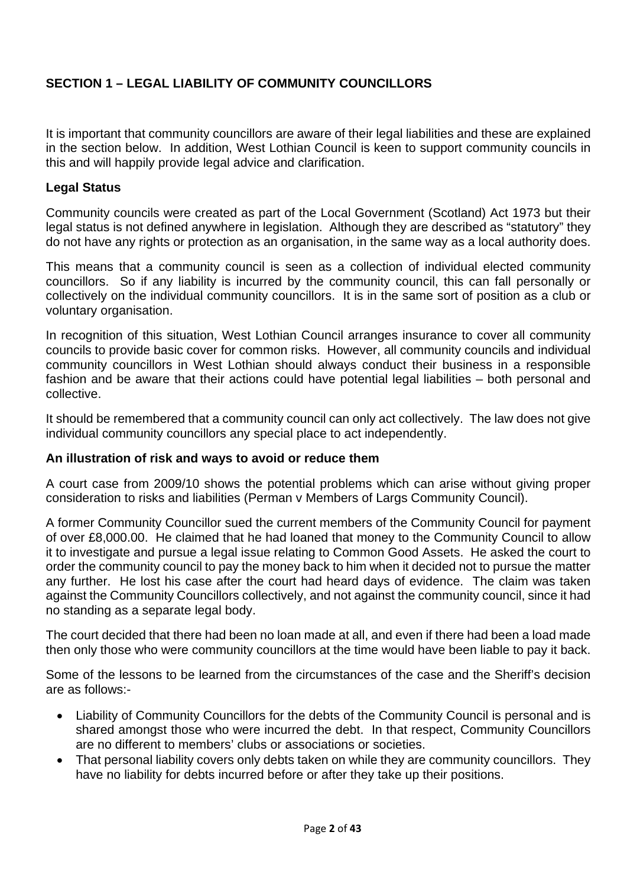## SECTION 1 – LEGAL LIABILITY OF COMMUNITY COUNCILLORS

It is important that community councillors are aware of their legal liabilities and these are explained in the section below. In addition, West Lothian Council is keen to support community councils in this and will happily provide legal advice and clarification.

### Legal Status

Community councils were created as part of the Local Government (Scotland) Act 1973 but their legal status is not defined anywhere in legislation. Although they are described as "statutory" they do not have any rights or protection as an organisation, in the same way as a local authority does.

This means that a community council is seen as a collection of individual elected community councillors. So if any liability is incurred by the community council, this can fall personally or collectively on the individual community councillors. It is in the same sort of position as a club or voluntary organisation.

In recognition of this situation, West Lothian Council arranges insurance to cover all community councils to provide basic cover for common risks. However, all community councils and individual community councillors in West Lothian should always conduct their business in a responsible fashion and be aware that their actions could have potential legal liabilities – both personal and collective.

It should be remembered that a community council can only act collectively. The law does not give individual community councillors any special place to act independently.

### An illustration of risk and ways to avoid or reduce them

A court case from 2009/10 shows the potential problems which can arise without giving proper consideration to risks and liabilities (Perman v Members of Largs Community Council).

A former Community Councillor sued the current members of the Community Council for payment of over £8,000.00. He claimed that he had loaned that money to the Community Council to allow it to investigate and pursue a legal issue relating to Common Good Assets. He asked the court to order the community council to pay the money back to him when it decided not to pursue the matter any further. He lost his case after the court had heard days of evidence. The claim was taken against the Community Councillors collectively, and not against the community council, since it had no standing as a separate legal body.

The court decided that there had been no loan made at all, and even if there had been a load made then only those who were community councillors at the time would have been liable to pay it back.

Some of the lessons to be learned from the circumstances of the case and the Sheriff's decision are as follows:-

- Liability of Community Councillors for the debts of the Community Council is personal and is shared amongst those who were incurred the debt. In that respect, Community Councillors are no different to members' clubs or associations or societies.
- That personal liability covers only debts taken on while they are community councillors. They have no liability for debts incurred before or after they take up their positions.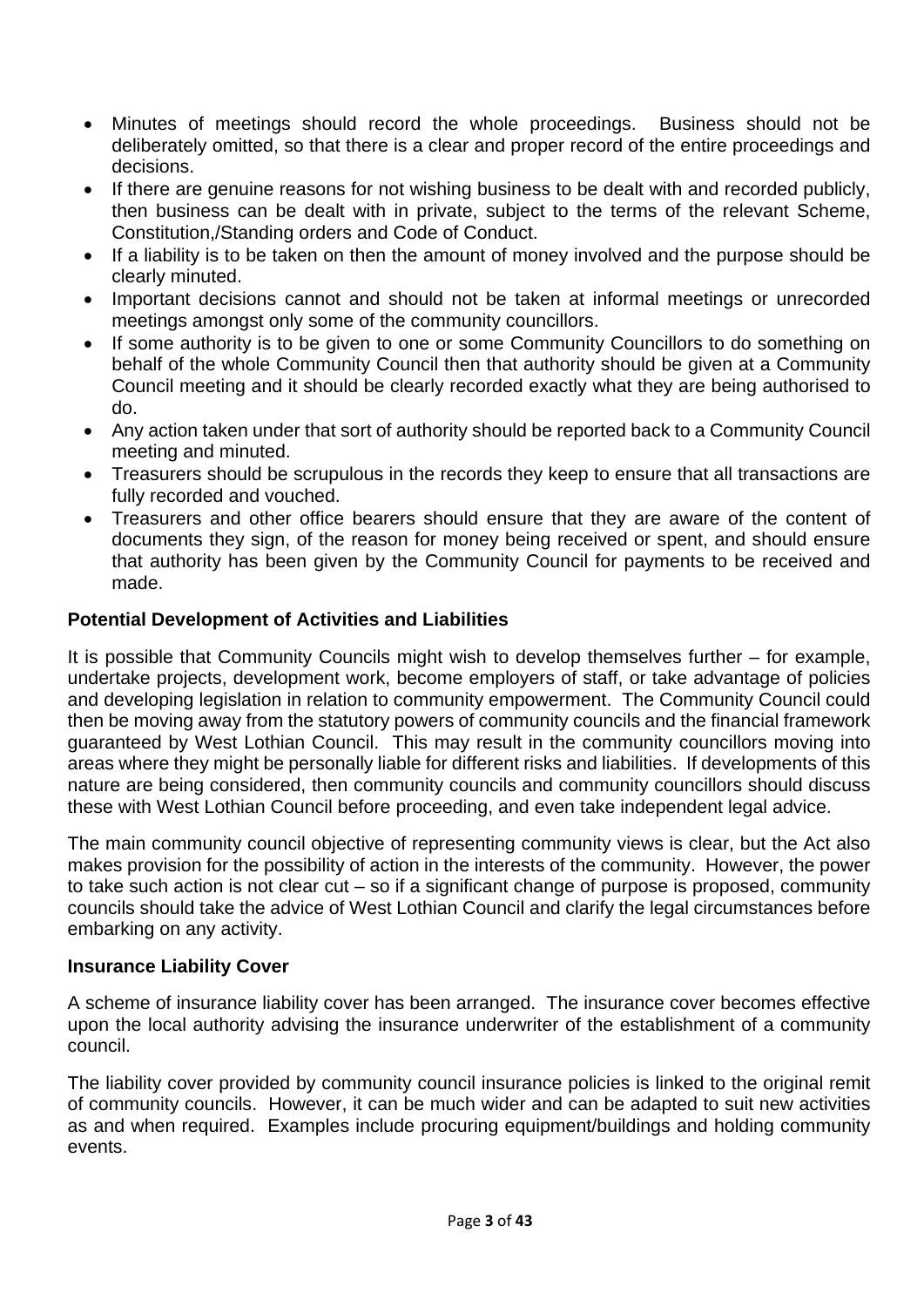- Minutes of meetings should record the whole proceedings. Business should not be deliberately omitted, so that there is a clear and proper record of the entire proceedings and decisions.
- If there are genuine reasons for not wishing business to be dealt with and recorded publicly, then business can be dealt with in private, subject to the terms of the relevant Scheme, Constitution,/Standing orders and Code of Conduct.
- If a liability is to be taken on then the amount of money involved and the purpose should be clearly minuted.
- Important decisions cannot and should not be taken at informal meetings or unrecorded meetings amongst only some of the community councillors.
- If some authority is to be given to one or some Community Councillors to do something on behalf of the whole Community Council then that authority should be given at a Community Council meeting and it should be clearly recorded exactly what they are being authorised to do.
- Any action taken under that sort of authority should be reported back to a Community Council meeting and minuted.
- Treasurers should be scrupulous in the records they keep to ensure that all transactions are fully recorded and vouched.
- Treasurers and other office bearers should ensure that they are aware of the content of documents they sign, of the reason for money being received or spent, and should ensure that authority has been given by the Community Council for payments to be received and made.

**Potential Development of Activities and Liabilities**

It is possible that Community Councils might wish to develop themselves further – for example, undertake projects, development work, become employers of staff, or take advantage of policies and developing legislation in relation to community empowerment. The Community Council could then be moving away from the statutory powers of community councils and the financial framework guaranteed by West Lothian Council. This may result in the community councillors moving into areas where they might be personally liable for different risks and liabilities. If developments of this nature are being considered, then community councils and community councillors should discuss these with West Lothian Council before proceeding, and even take independent legal advice.

The main community council objective of representing community views is clear, but the Act also makes provision for the possibility of action in the interests of the community. However, the power to take such action is not clear cut – so if a significant change of purpose is proposed, community councils should take the advice of West Lothian Council and clarify the legal circumstances before embarking on any activity.

**Insurance Liability Cover**

A scheme of insurance liability cover has been arranged. The insurance cover becomes effective upon the local authority advising the insurance underwriter of the establishment of a community council.

The liability cover provided by community council insurance policies is linked to the original remit of community councils. However, it can be much wider and can be adapted to suit new activities as and when required. Examples include procuring equipment/buildings and holding community events.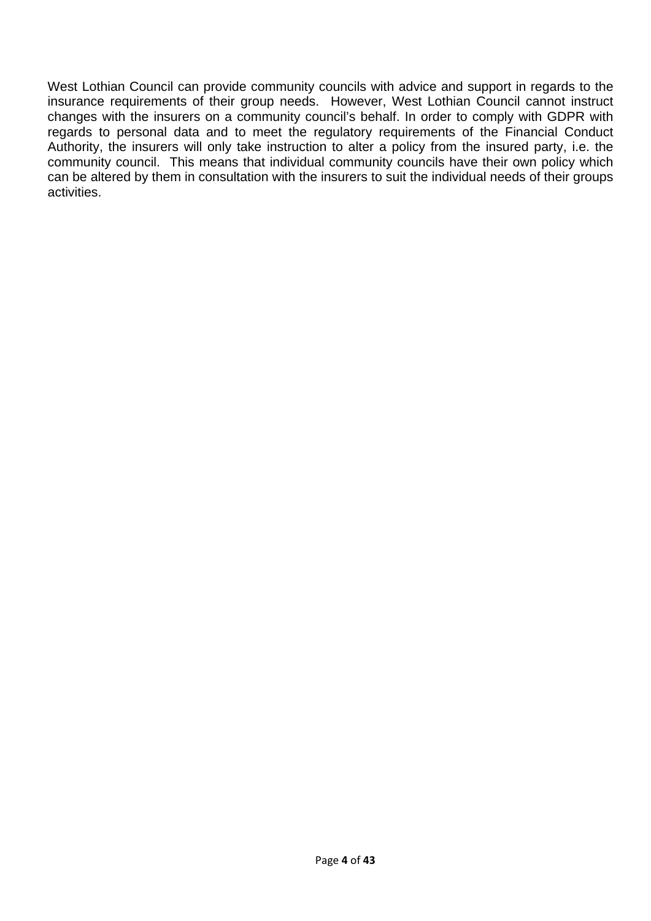West Lothian Council can provide community councils with advice and support in regards to the insurance requirements of their group needs.  However, West Lothian Council cannot instruct changes with the insurers on a community council's behalf. In order to comply with GDPR with regards to personal data and to meet the regulatory requirements of the Financial Conduct Authority, the insurers will only take instruction to alter a policy from the insured party, i.e. the community council.  This means that individual community councils have their own policy which can be altered by them in consultation with the insurers to suit the individual needs of their groups activities.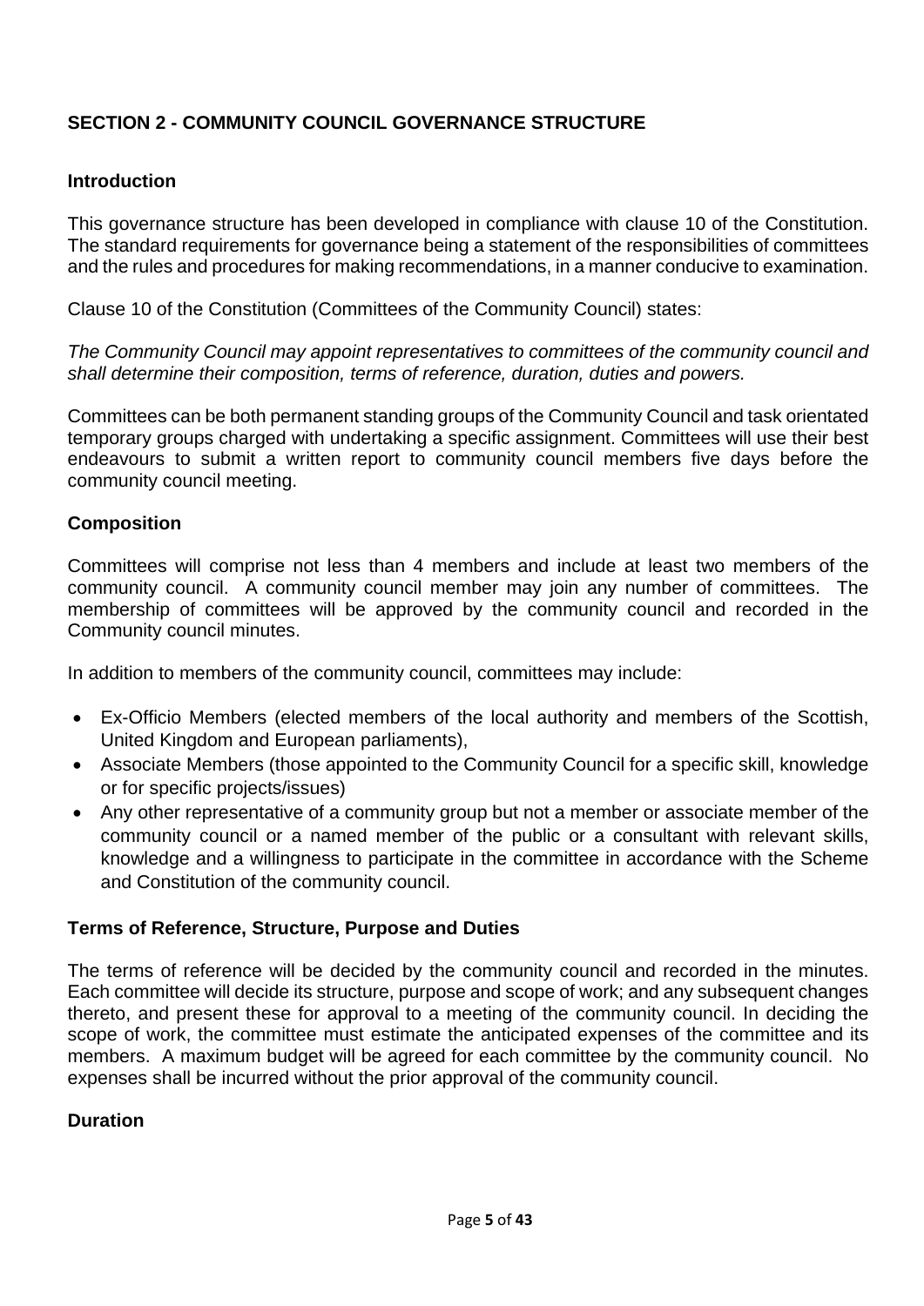## SECTION 2 - COMMUNITY COUNCIL GOVERNANCE STRUCTURE

### Introduction

This governance structure has been developed in compliance with clause 10 of the Constitution. The standard requirements for governance being a statement of the responsibilities of committees and the rules and procedures for making recommendations, in a manner conducive to examination.

Clause 10 of the Constitution (Committees of the Community Council) states:

*The Community Council may appoint representatives to committees of the community council and shall determine their composition, terms of reference, duration, duties and powers.*

Committees can be both permanent standing groups of the Community Council and task orientated temporary groups charged with undertaking a specific assignment. Committees will use their best endeavours to submit a written report to community council members five days before the community council meeting.

### Composition

Committees will comprise not less than 4 members and include at least two members of the community council. A community council member may join any number of committees. The membership of committees will be approved by the community council and recorded in the Community council minutes.

In addition to members of the community council, committees may include:

- Ex-Officio Members (elected members of the local authority and members of the Scottish, United Kingdom and European parliaments),
- Associate Members (those appointed to the Community Council for a specific skill, knowledge or for specific projects/issues)
- Any other representative of a community group but not a member or associate member of the community council or a named member of the public or a consultant with relevant skills, knowledge and a willingness to participate in the committee in accordance with the Scheme and Constitution of the community council.

### Terms of Reference, Structure, Purpose and Duties

The terms of reference will be decided by the community council and recorded in the minutes. Each committee will decide its structure, purpose and scope of work; and any subsequent changes thereto, and present these for approval to a meeting of the community council. In deciding the scope of work, the committee must estimate the anticipated expenses of the committee and its members. A maximum budget will be agreed for each committee by the community council. No expenses shall be incurred without the prior approval of the community council.

### Duration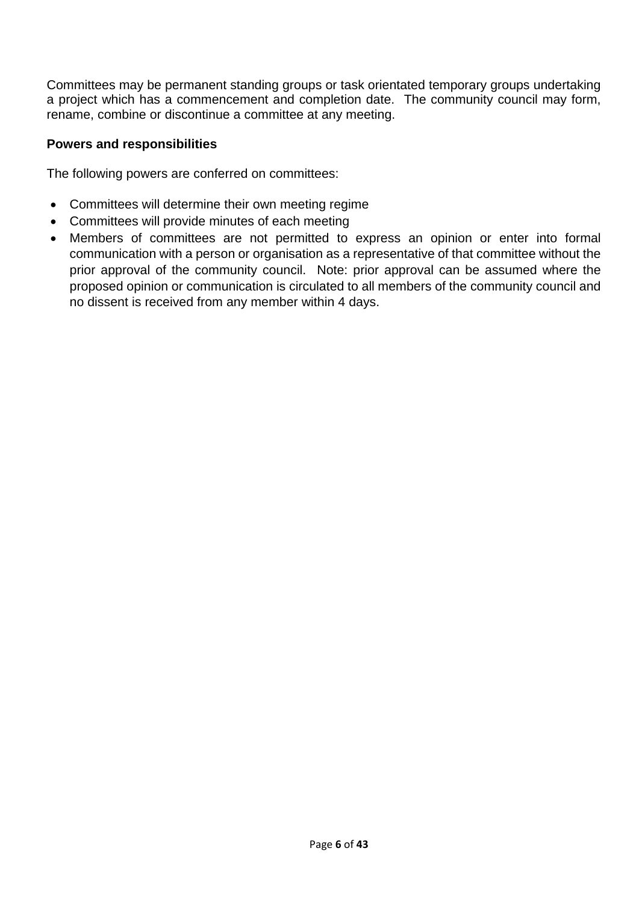Committees may be permanent standing groups or task orientated temporary groups undertaking a project which has a commencement and completion date. The community council may form, rename, combine or discontinue a committee at any meeting.

**Powers and responsibilities**

The following powers are conferred on committees:

- Committees will determine their own meeting regime
- Committees will provide minutes of each meeting
- Members of committees are not permitted to express an opinion or enter into formal communication with a person or organisation as a representative of that committee without the prior approval of the community council. Note: prior approval can be assumed where the proposed opinion or communication is circulated to all members of the community council and no dissent is received from any member within 4 days.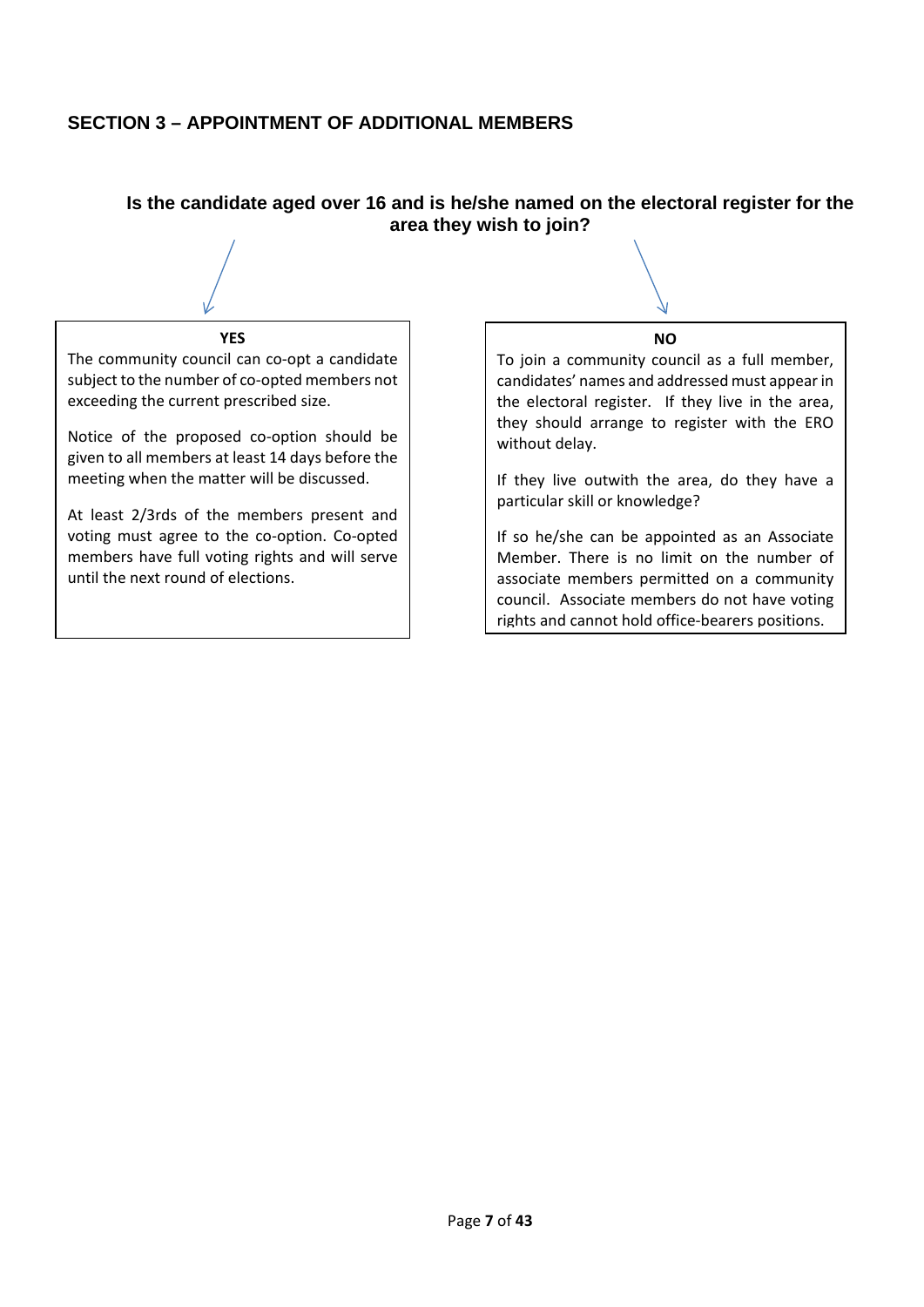## SECTION 3 – APPOINTMENT OF ADDITIONAL MEMBERS

**Is the candidate aged over 16 and is he/she named on the electoral register for the area they wish to join?**

**YES**

The community council can co-opt a candidate subject to the number of co-opted members not exceeding the current prescribed size.

Notice of the proposed co-option should be given to all members at least 14 days before the meeting when the matter will be discussed.

At least 2/3rds of the members present and voting must agree to the co-option. Co-opted members have full voting rights and will serve until the next round of elections.

**NO**

To join a community council as a full member, candidates' names and addressed must appear in the electoral register. If they live in the area, they should arrange to register with the ERO without delay.

If they live outwith the area, do they have a particular skill or knowledge?

If so he/she can be appointed as an Associate Member. There is no limit on the number of associate members permitted on a community council. Associate members do not have voting rights and cannot hold office-bearers positions.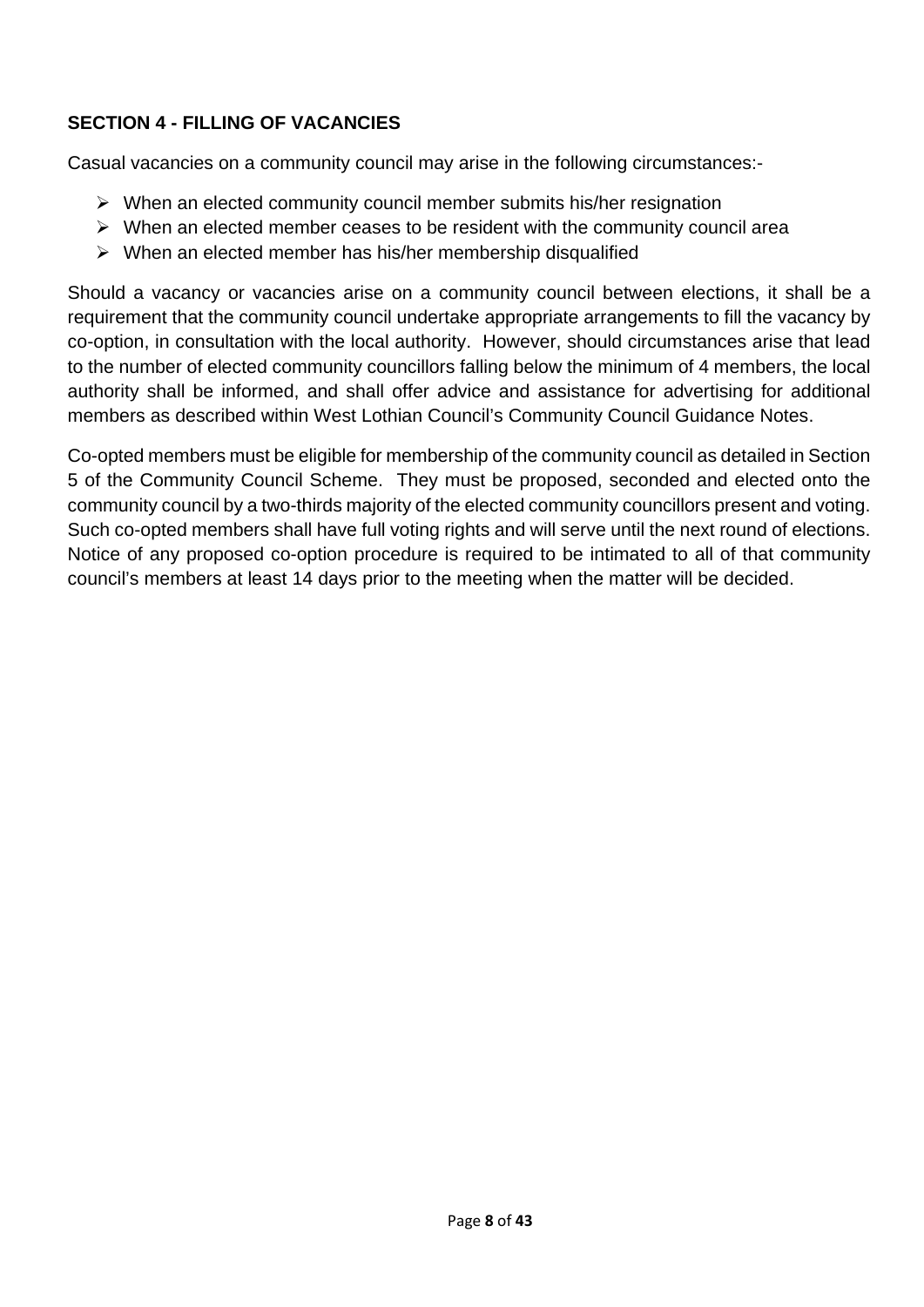## SECTION 4 - FILLING OF VACANCIES

Casual vacancies on a community council may arise in the following circumstances:-

- When an elected community council member submits his/her resignation
- When an elected member ceases to be resident with the community council area
- When an elected member has his/her membership disqualified

Should a vacancy or vacancies arise on a community council between elections, it shall be a requirement that the community council undertake appropriate arrangements to fill the vacancy by co-option, in consultation with the local authority. However, should circumstances arise that lead to the number of elected community councillors falling below the minimum of 4 members, the local authority shall be informed, and shall offer advice and assistance for advertising for additional members as described within West Lothian Council's Community Council Guidance Notes.

Co-opted members must be eligible for membership of the community council as detailed in Section 5 of the Community Council Scheme. They must be proposed, seconded and elected onto the community council by a two-thirds majority of the elected community councillors present and voting. Such co-opted members shall have full voting rights and will serve until the next round of elections. Notice of any proposed co-option procedure is required to be intimated to all of that community council's members at least 14 days prior to the meeting when the matter will be decided.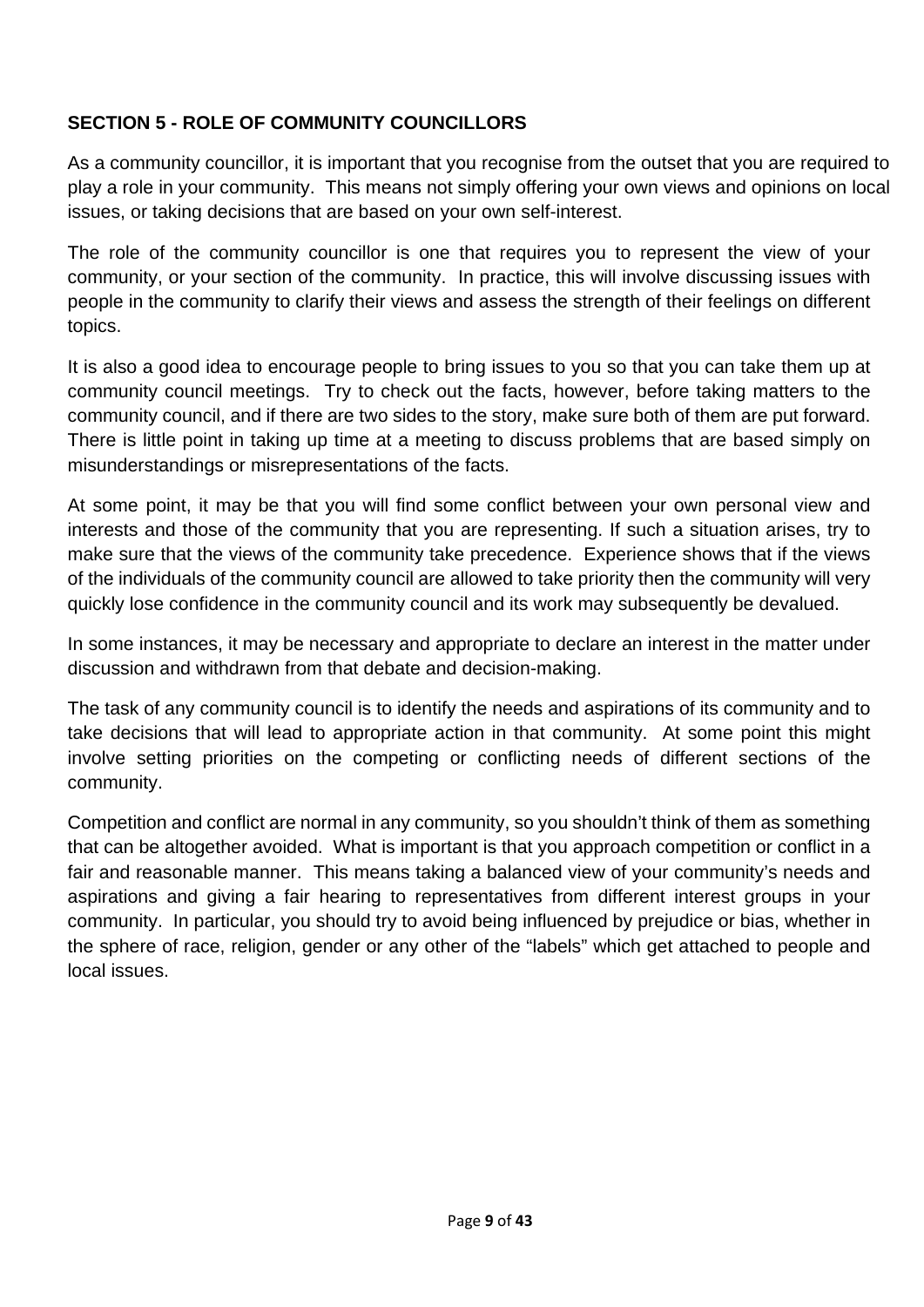## SECTION 5 - ROLE OF COMMUNITY COUNCILLORS

As a community councillor, it is important that you recognise from the outset that you are required to play a role in your community. This means not simply offering your own views and opinions on local issues, or taking decisions that are based on your own self-interest.

The role of the community councillor is one that requires you to represent the view of your community, or your section of the community. In practice, this will involve discussing issues with people in the community to clarify their views and assess the strength of their feelings on different topics.

It is also a good idea to encourage people to bring issues to you so that you can take them up at community council meetings. Try to check out the facts, however, before taking matters to the community council, and if there are two sides to the story, make sure both of them are put forward. There is little point in taking up time at a meeting to discuss problems that are based simply on misunderstandings or misrepresentations of the facts.

At some point, it may be that you will find some conflict between your own personal view and interests and those of the community that you are representing. If such a situation arises, try to make sure that the views of the community take precedence. Experience shows that if the views of the individuals of the community council are allowed to take priority then the community will very quickly lose confidence in the community council and its work may subsequently be devalued.

In some instances, it may be necessary and appropriate to declare an interest in the matter under discussion and withdrawn from that debate and decision-making.

The task of any community council is to identify the needs and aspirations of its community and to take decisions that will lead to appropriate action in that community. At some point this might involve setting priorities on the competing or conflicting needs of different sections of the community.

Competition and conflict are normal in any community, so you shouldn't think of them as something that can be altogether avoided. What is important is that you approach competition or conflict in a fair and reasonable manner. This means taking a balanced view of your community's needs and aspirations and giving a fair hearing to representatives from different interest groups in your community. In particular, you should try to avoid being influenced by prejudice or bias, whether in the sphere of race, religion, gender or any other of the "labels" which get attached to people and local issues.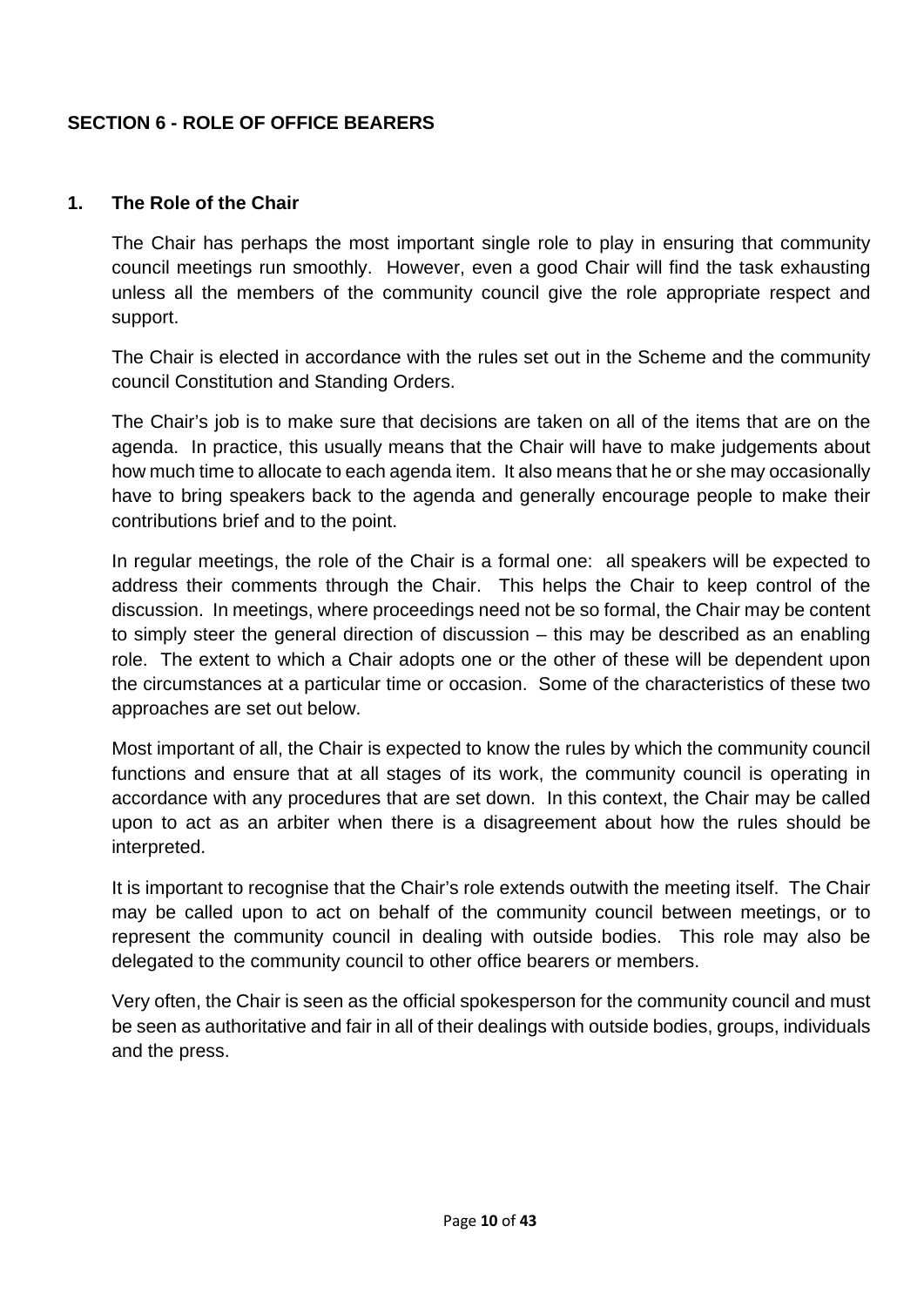## SECTION 6 - ROLE OF OFFICE BEARERS

### 1. The Role of the Chair

The Chair has perhaps the most important single role to play in ensuring that community council meetings run smoothly. However, even a good Chair will find the task exhausting unless all the members of the community council give the role appropriate respect and support.

The Chair is elected in accordance with the rules set out in the Scheme and the community council Constitution and Standing Orders.

The Chair's job is to make sure that decisions are taken on all of the items that are on the agenda. In practice, this usually means that the Chair will have to make judgements about how much time to allocate to each agenda item. It also means that he or she may occasionally have to bring speakers back to the agenda and generally encourage people to make their contributions brief and to the point.

In regular meetings, the role of the Chair is a formal one: all speakers will be expected to address their comments through the Chair. This helps the Chair to keep control of the discussion. In meetings, where proceedings need not be so formal, the Chair may be content to simply steer the general direction of discussion – this may be described as an enabling role. The extent to which a Chair adopts one or the other of these will be dependent upon the circumstances at a particular time or occasion. Some of the characteristics of these two approaches are set out below.

Most important of all, the Chair is expected to know the rules by which the community council functions and ensure that at all stages of its work, the community council is operating in accordance with any procedures that are set down. In this context, the Chair may be called upon to act as an arbiter when there is a disagreement about how the rules should be interpreted.

It is important to recognise that the Chair's role extends outwith the meeting itself. The Chair may be called upon to act on behalf of the community council between meetings, or to represent the community council in dealing with outside bodies. This role may also be delegated to the community council to other office bearers or members.

Very often, the Chair is seen as the official spokesperson for the community council and must be seen as authoritative and fair in all of their dealings with outside bodies, groups, individuals and the press.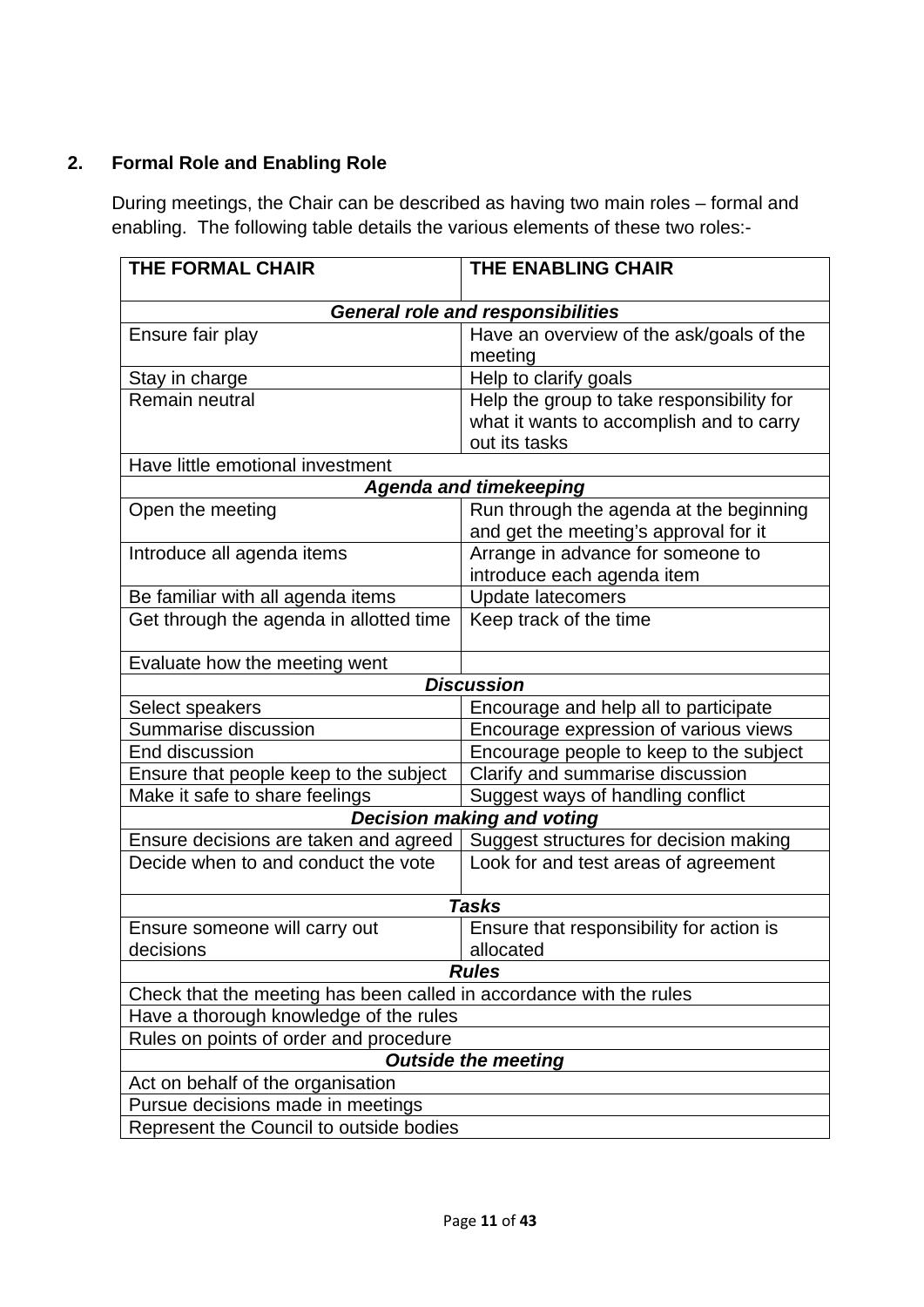## 2. Formal Role and Enabling Role

During meetings, the Chair can be described as having two main roles – formal and enabling. The following table details the various elements of these two roles:-

| THE FORMAL CHAIR | THE ENABLING CHAIR |
|---|---|
| ***General role and responsibilities*** | |
| Ensure fair play | Have an overview of the ask/goals of the meeting |
| Stay in charge | Help to clarify goals |
| Remain neutral | Help the group to take responsibility for what it wants to accomplish and to carry out its tasks |
| Have little emotional investment | |
| ***Agenda and timekeeping*** | |
| Open the meeting | Run through the agenda at the beginning and get the meeting's approval for it |
| Introduce all agenda items | Arrange in advance for someone to introduce each agenda item |
| Be familiar with all agenda items | Update latecomers |
| Get through the agenda in allotted time | Keep track of the time |
| Evaluate how the meeting went | |
| ***Discussion*** | |
| Select speakers | Encourage and help all to participate |
| Summarise discussion | Encourage expression of various views |
| End discussion | Encourage people to keep to the subject |
| Ensure that people keep to the subject | Clarify and summarise discussion |
| Make it safe to share feelings | Suggest ways of handling conflict |
| ***Decision making and voting*** | |
| Ensure decisions are taken and agreed | Suggest structures for decision making |
| Decide when to and conduct the vote | Look for and test areas of agreement |
| ***Tasks*** | |
| Ensure someone will carry out decisions | Ensure that responsibility for action is allocated |
| ***Rules*** | |
| Check that the meeting has been called in accordance with the rules | |
| Have a thorough knowledge of the rules | |
| Rules on points of order and procedure | |
| ***Outside the meeting*** | |
| Act on behalf of the organisation | |
| Pursue decisions made in meetings | |
| Represent the Council to outside bodies | |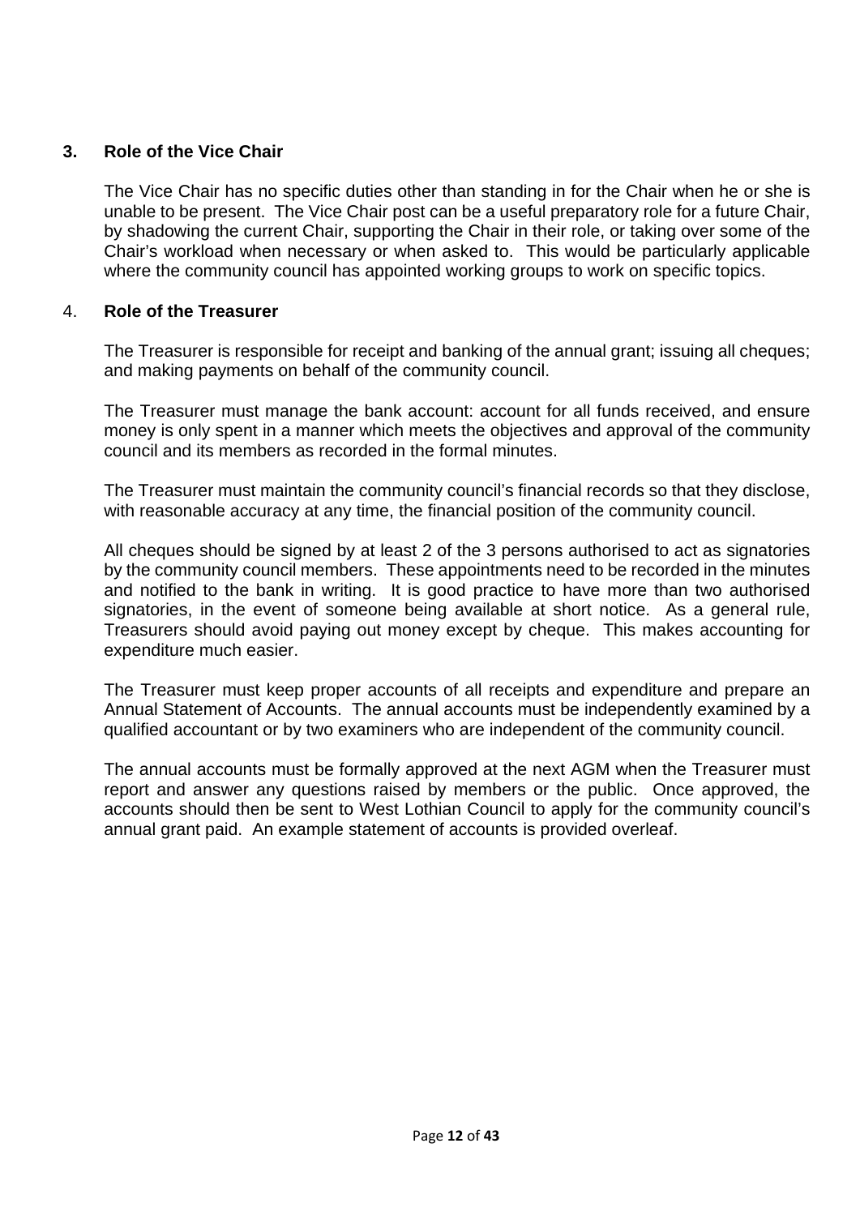## 3. Role of the Vice Chair

The Vice Chair has no specific duties other than standing in for the Chair when he or she is unable to be present. The Vice Chair post can be a useful preparatory role for a future Chair, by shadowing the current Chair, supporting the Chair in their role, or taking over some of the Chair's workload when necessary or when asked to. This would be particularly applicable where the community council has appointed working groups to work on specific topics.

## 4. Role of the Treasurer

The Treasurer is responsible for receipt and banking of the annual grant; issuing all cheques; and making payments on behalf of the community council.

The Treasurer must manage the bank account: account for all funds received, and ensure money is only spent in a manner which meets the objectives and approval of the community council and its members as recorded in the formal minutes.

The Treasurer must maintain the community council's financial records so that they disclose, with reasonable accuracy at any time, the financial position of the community council.

All cheques should be signed by at least 2 of the 3 persons authorised to act as signatories by the community council members. These appointments need to be recorded in the minutes and notified to the bank in writing. It is good practice to have more than two authorised signatories, in the event of someone being available at short notice. As a general rule, Treasurers should avoid paying out money except by cheque. This makes accounting for expenditure much easier.

The Treasurer must keep proper accounts of all receipts and expenditure and prepare an Annual Statement of Accounts. The annual accounts must be independently examined by a qualified accountant or by two examiners who are independent of the community council.

The annual accounts must be formally approved at the next AGM when the Treasurer must report and answer any questions raised by members or the public. Once approved, the accounts should then be sent to West Lothian Council to apply for the community council's annual grant paid. An example statement of accounts is provided overleaf.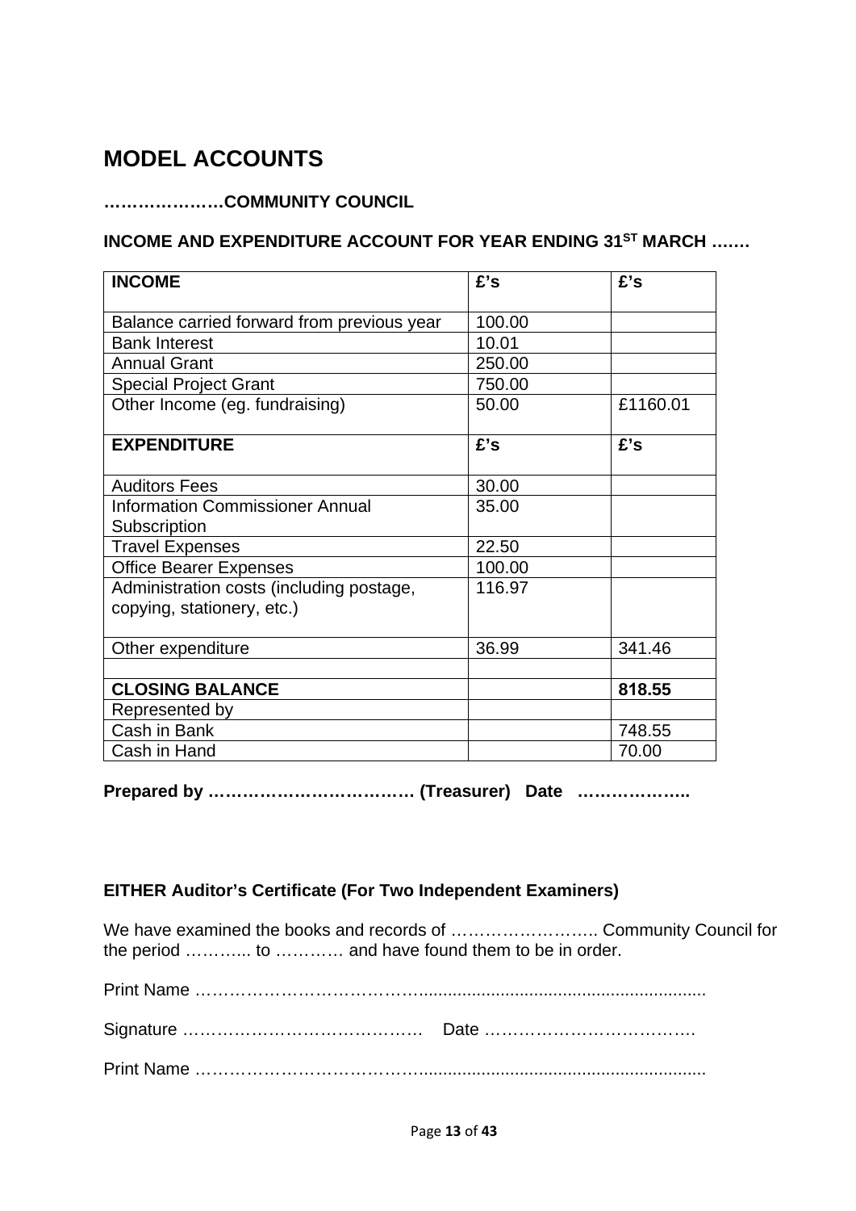# MODEL ACCOUNTS

**…………………COMMUNITY COUNCIL**

**INCOME AND EXPENDITURE ACCOUNT FOR YEAR ENDING 31ST MARCH …….**

| **INCOME** | **£'s** | **£'s** |
|---|---|---|
| Balance carried forward from previous year | 100.00 | |
| Bank Interest | 10.01 | |
| Annual Grant | 250.00 | |
| Special Project Grant | 750.00 | |
| Other Income (eg. fundraising) | 50.00 | £1160.01 |
| **EXPENDITURE** | **£'s** | **£'s** |
| Auditors Fees | 30.00 | |
| Information Commissioner Annual Subscription | 35.00 | |
| Travel Expenses | 22.50 | |
| Office Bearer Expenses | 100.00 | |
| Administration costs (including postage, copying, stationery, etc.) | 116.97 | |
| Other expenditure | 36.99 | 341.46 |
| | | |
| **CLOSING BALANCE** | | **818.55** |
| Represented by | | |
| Cash in Bank | | 748.55 |
| Cash in Hand | | 70.00 |

**Prepared by ………………………………. (Treasurer) Date ………………..**

**EITHER Auditor's Certificate (For Two Independent Examiners)**

We have examined the books and records of …………………….. Community Council for the period ……….... to ………… and have found them to be in order.

Print Name ……………………………………...........................................................

Signature …………………………………… Date ……………………………….

Print Name ……………………………………...........................................................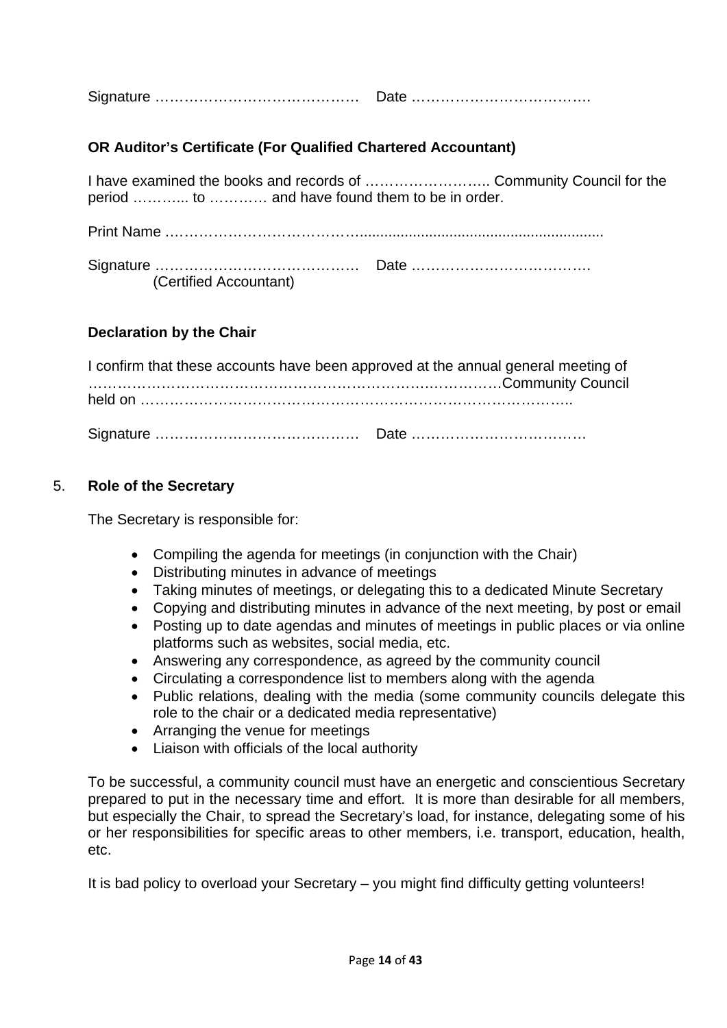Signature ……………………………………  Date ………………………………

**OR Auditor's Certificate (For Qualified Chartered Accountant)**

I have examined the books and records of …………………….. Community Council for the period ………... to ………… and have found them to be in order.

Print Name ……………………………………...........................................................

Signature ……………………………………  Date ………………………………
(Certified Accountant)

**Declaration by the Chair**

I confirm that these accounts have been approved at the annual general meeting of ………………………………………………………….……………Community Council held on ……………………………………………………………………………..

Signature ……………………………………  Date ………………………………

5. **Role of the Secretary**

The Secretary is responsible for:

- Compiling the agenda for meetings (in conjunction with the Chair)
- Distributing minutes in advance of meetings
- Taking minutes of meetings, or delegating this to a dedicated Minute Secretary
- Copying and distributing minutes in advance of the next meeting, by post or email
- Posting up to date agendas and minutes of meetings in public places or via online platforms such as websites, social media, etc.
- Answering any correspondence, as agreed by the community council
- Circulating a correspondence list to members along with the agenda
- Public relations, dealing with the media (some community councils delegate this role to the chair or a dedicated media representative)
- Arranging the venue for meetings
- Liaison with officials of the local authority

To be successful, a community council must have an energetic and conscientious Secretary prepared to put in the necessary time and effort. It is more than desirable for all members, but especially the Chair, to spread the Secretary's load, for instance, delegating some of his or her responsibilities for specific areas to other members, i.e. transport, education, health, etc.

It is bad policy to overload your Secretary – you might find difficulty getting volunteers!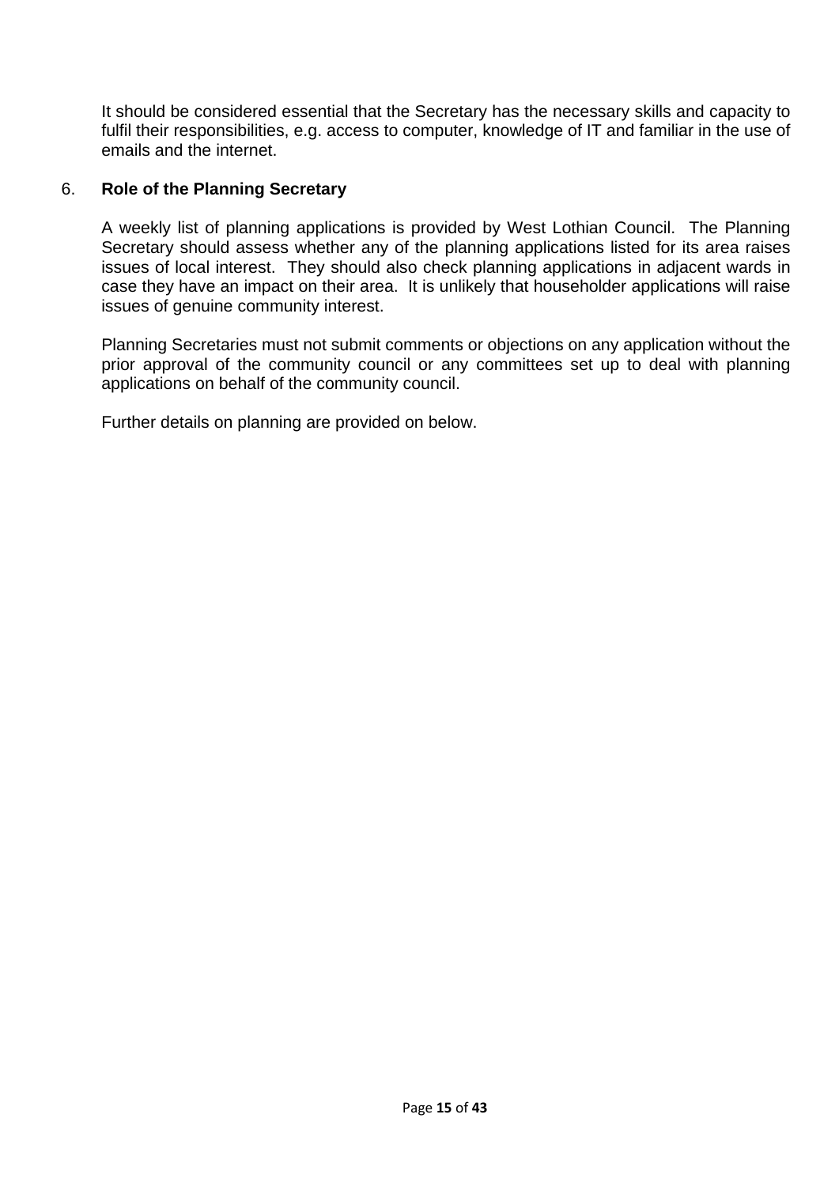It should be considered essential that the Secretary has the necessary skills and capacity to fulfil their responsibilities, e.g. access to computer, knowledge of IT and familiar in the use of emails and the internet.

## 6. **Role of the Planning Secretary**

A weekly list of planning applications is provided by West Lothian Council. The Planning Secretary should assess whether any of the planning applications listed for its area raises issues of local interest. They should also check planning applications in adjacent wards in case they have an impact on their area. It is unlikely that householder applications will raise issues of genuine community interest.

Planning Secretaries must not submit comments or objections on any application without the prior approval of the community council or any committees set up to deal with planning applications on behalf of the community council.

Further details on planning are provided on below.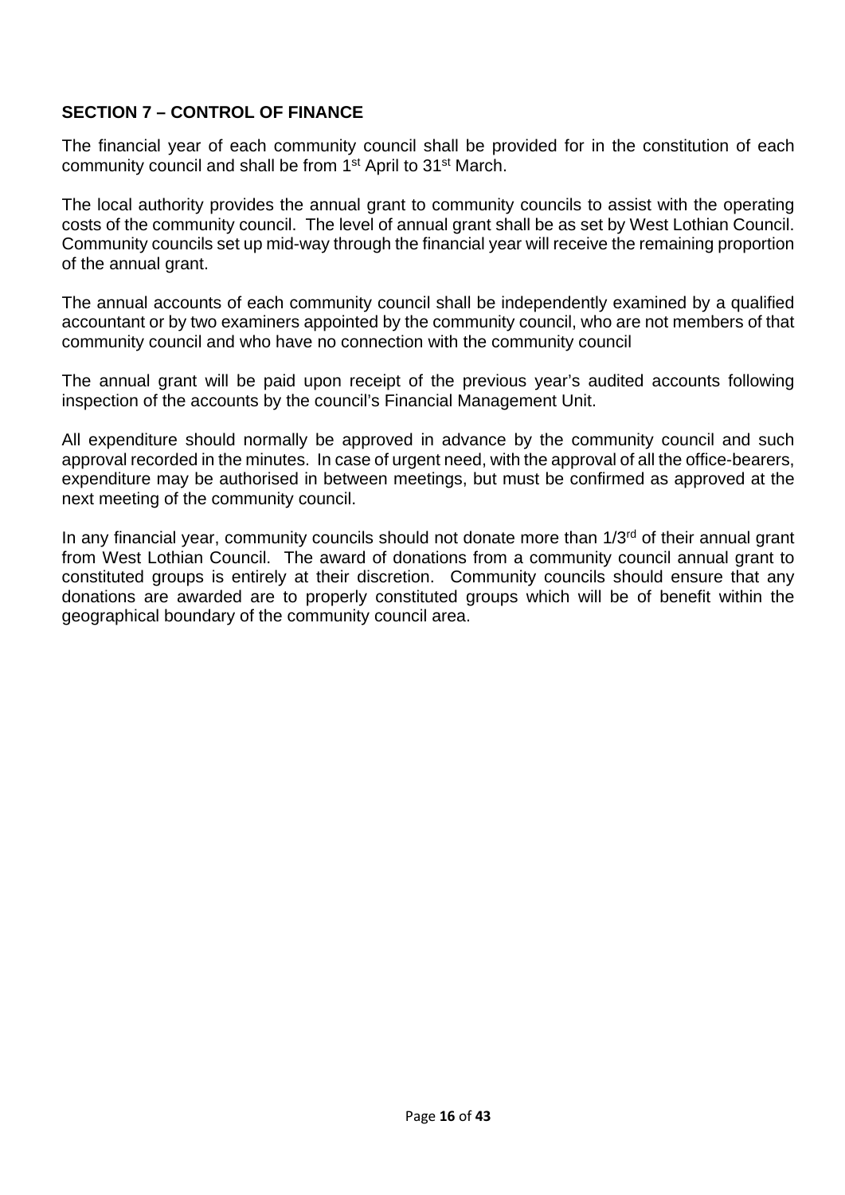## SECTION 7 – CONTROL OF FINANCE

The financial year of each community council shall be provided for in the constitution of each community council and shall be from 1st April to 31st March.

The local authority provides the annual grant to community councils to assist with the operating costs of the community council. The level of annual grant shall be as set by West Lothian Council. Community councils set up mid-way through the financial year will receive the remaining proportion of the annual grant.

The annual accounts of each community council shall be independently examined by a qualified accountant or by two examiners appointed by the community council, who are not members of that community council and who have no connection with the community council

The annual grant will be paid upon receipt of the previous year's audited accounts following inspection of the accounts by the council's Financial Management Unit.

All expenditure should normally be approved in advance by the community council and such approval recorded in the minutes. In case of urgent need, with the approval of all the office-bearers, expenditure may be authorised in between meetings, but must be confirmed as approved at the next meeting of the community council.

In any financial year, community councils should not donate more than 1/3rd of their annual grant from West Lothian Council. The award of donations from a community council annual grant to constituted groups is entirely at their discretion. Community councils should ensure that any donations are awarded are to properly constituted groups which will be of benefit within the geographical boundary of the community council area.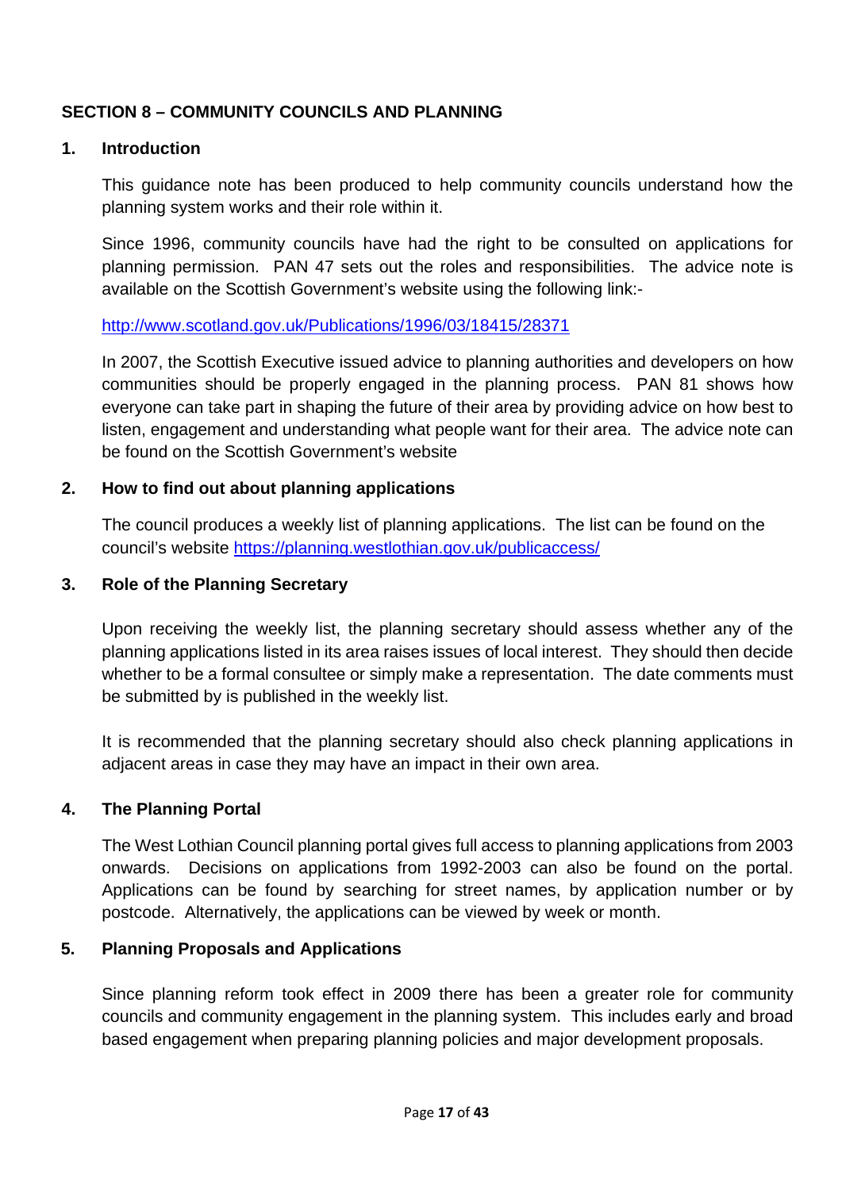## SECTION 8 – COMMUNITY COUNCILS AND PLANNING

### 1. Introduction

This guidance note has been produced to help community councils understand how the planning system works and their role within it.

Since 1996, community councils have had the right to be consulted on applications for planning permission. PAN 47 sets out the roles and responsibilities. The advice note is available on the Scottish Government's website using the following link:-

[http://www.scotland.gov.uk/Publications/1996/03/18415/28371](http://www.scotland.gov.uk/Publications/1996/03/18415/28371)

In 2007, the Scottish Executive issued advice to planning authorities and developers on how communities should be properly engaged in the planning process. PAN 81 shows how everyone can take part in shaping the future of their area by providing advice on how best to listen, engagement and understanding what people want for their area. The advice note can be found on the Scottish Government's website

### 2. How to find out about planning applications

The council produces a weekly list of planning applications. The list can be found on the council's website [https://planning.westlothian.gov.uk/publicaccess/](https://planning.westlothian.gov.uk/publicaccess/)

### 3. Role of the Planning Secretary

Upon receiving the weekly list, the planning secretary should assess whether any of the planning applications listed in its area raises issues of local interest. They should then decide whether to be a formal consultee or simply make a representation. The date comments must be submitted by is published in the weekly list.

It is recommended that the planning secretary should also check planning applications in adjacent areas in case they may have an impact in their own area.

### 4. The Planning Portal

The West Lothian Council planning portal gives full access to planning applications from 2003 onwards. Decisions on applications from 1992-2003 can also be found on the portal. Applications can be found by searching for street names, by application number or by postcode. Alternatively, the applications can be viewed by week or month.

### 5. Planning Proposals and Applications

Since planning reform took effect in 2009 there has been a greater role for community councils and community engagement in the planning system. This includes early and broad based engagement when preparing planning policies and major development proposals.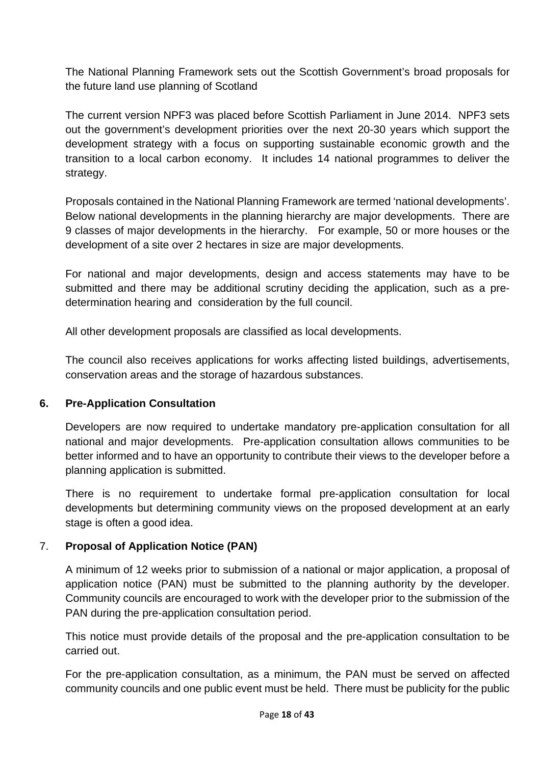The National Planning Framework sets out the Scottish Government's broad proposals for the future land use planning of Scotland

The current version NPF3 was placed before Scottish Parliament in June 2014. NPF3 sets out the government's development priorities over the next 20-30 years which support the development strategy with a focus on supporting sustainable economic growth and the transition to a local carbon economy. It includes 14 national programmes to deliver the strategy.

Proposals contained in the National Planning Framework are termed 'national developments'. Below national developments in the planning hierarchy are major developments. There are 9 classes of major developments in the hierarchy. For example, 50 or more houses or the development of a site over 2 hectares in size are major developments.

For national and major developments, design and access statements may have to be submitted and there may be additional scrutiny deciding the application, such as a pre-determination hearing and consideration by the full council.

All other development proposals are classified as local developments.

The council also receives applications for works affecting listed buildings, advertisements, conservation areas and the storage of hazardous substances.

## 6. Pre-Application Consultation

Developers are now required to undertake mandatory pre-application consultation for all national and major developments. Pre-application consultation allows communities to be better informed and to have an opportunity to contribute their views to the developer before a planning application is submitted.

There is no requirement to undertake formal pre-application consultation for local developments but determining community views on the proposed development at an early stage is often a good idea.

## 7. Proposal of Application Notice (PAN)

A minimum of 12 weeks prior to submission of a national or major application, a proposal of application notice (PAN) must be submitted to the planning authority by the developer. Community councils are encouraged to work with the developer prior to the submission of the PAN during the pre-application consultation period.

This notice must provide details of the proposal and the pre-application consultation to be carried out.

For the pre-application consultation, as a minimum, the PAN must be served on affected community councils and one public event must be held. There must be publicity for the public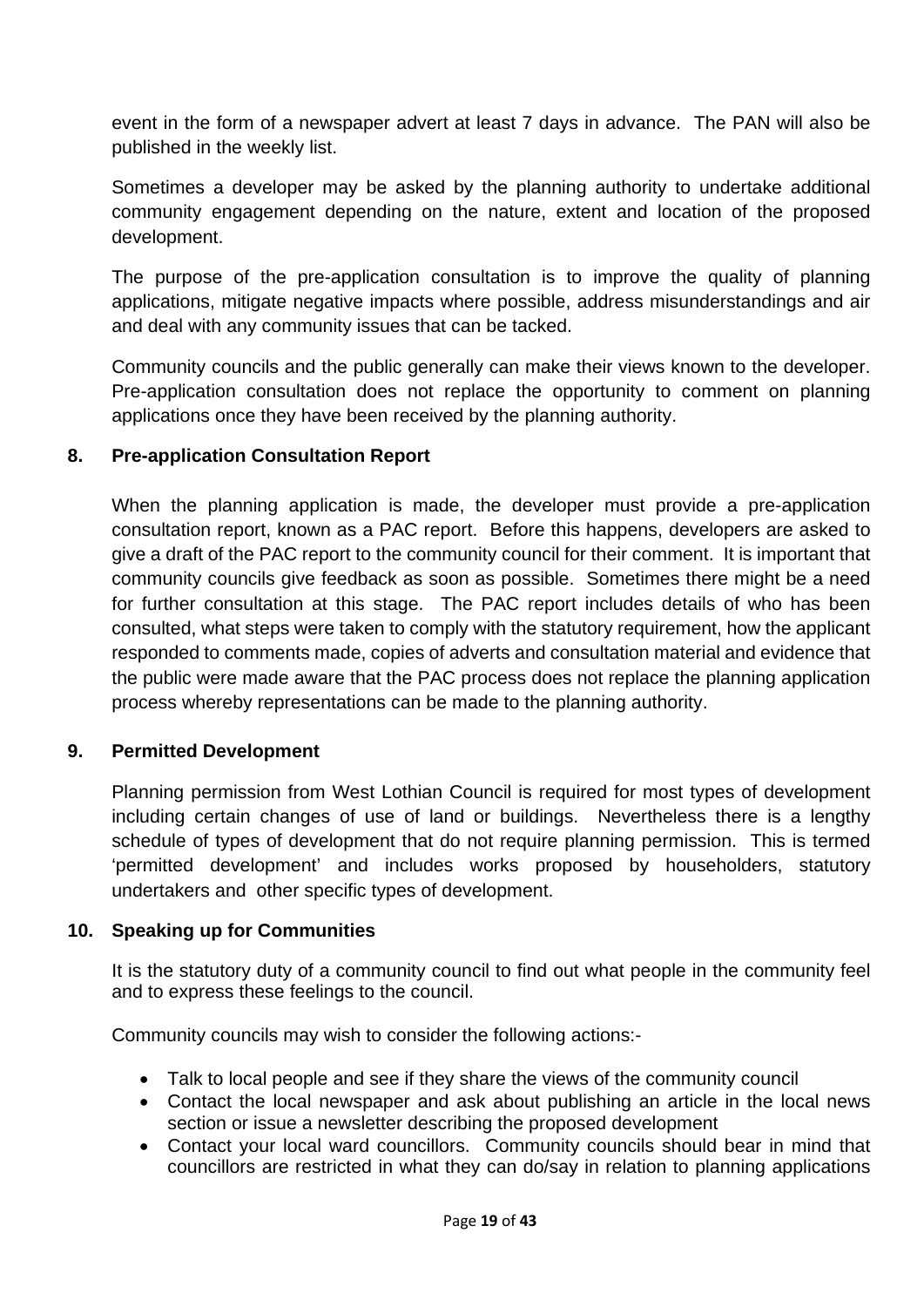event in the form of a newspaper advert at least 7 days in advance. The PAN will also be published in the weekly list.

Sometimes a developer may be asked by the planning authority to undertake additional community engagement depending on the nature, extent and location of the proposed development.

The purpose of the pre-application consultation is to improve the quality of planning applications, mitigate negative impacts where possible, address misunderstandings and air and deal with any community issues that can be tacked.

Community councils and the public generally can make their views known to the developer. Pre-application consultation does not replace the opportunity to comment on planning applications once they have been received by the planning authority.

## 8. Pre-application Consultation Report

When the planning application is made, the developer must provide a pre-application consultation report, known as a PAC report. Before this happens, developers are asked to give a draft of the PAC report to the community council for their comment. It is important that community councils give feedback as soon as possible. Sometimes there might be a need for further consultation at this stage. The PAC report includes details of who has been consulted, what steps were taken to comply with the statutory requirement, how the applicant responded to comments made, copies of adverts and consultation material and evidence that the public were made aware that the PAC process does not replace the planning application process whereby representations can be made to the planning authority.

## 9. Permitted Development

Planning permission from West Lothian Council is required for most types of development including certain changes of use of land or buildings. Nevertheless there is a lengthy schedule of types of development that do not require planning permission. This is termed 'permitted development' and includes works proposed by householders, statutory undertakers and other specific types of development.

## 10. Speaking up for Communities

It is the statutory duty of a community council to find out what people in the community feel and to express these feelings to the council.

Community councils may wish to consider the following actions:-

- Talk to local people and see if they share the views of the community council
- Contact the local newspaper and ask about publishing an article in the local news section or issue a newsletter describing the proposed development
- Contact your local ward councillors. Community councils should bear in mind that councillors are restricted in what they can do/say in relation to planning applications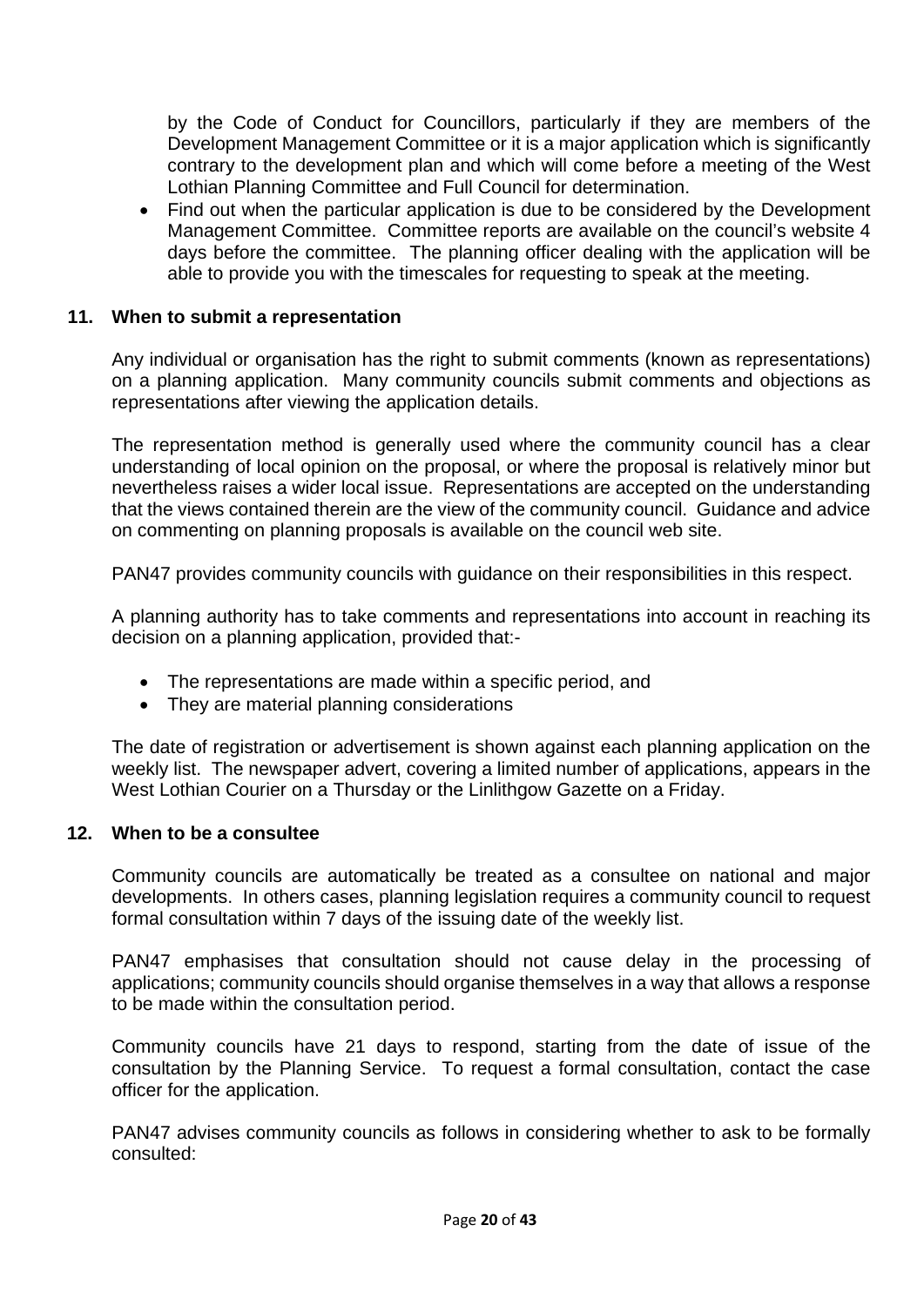by the Code of Conduct for Councillors, particularly if they are members of the Development Management Committee or it is a major application which is significantly contrary to the development plan and which will come before a meeting of the West Lothian Planning Committee and Full Council for determination.

- Find out when the particular application is due to be considered by the Development Management Committee. Committee reports are available on the council's website 4 days before the committee. The planning officer dealing with the application will be able to provide you with the timescales for requesting to speak at the meeting.

## 11. When to submit a representation

Any individual or organisation has the right to submit comments (known as representations) on a planning application. Many community councils submit comments and objections as representations after viewing the application details.

The representation method is generally used where the community council has a clear understanding of local opinion on the proposal, or where the proposal is relatively minor but nevertheless raises a wider local issue. Representations are accepted on the understanding that the views contained therein are the view of the community council. Guidance and advice on commenting on planning proposals is available on the council web site.

PAN47 provides community councils with guidance on their responsibilities in this respect.

A planning authority has to take comments and representations into account in reaching its decision on a planning application, provided that:-

- The representations are made within a specific period, and
- They are material planning considerations

The date of registration or advertisement is shown against each planning application on the weekly list. The newspaper advert, covering a limited number of applications, appears in the West Lothian Courier on a Thursday or the Linlithgow Gazette on a Friday.

## 12. When to be a consultee

Community councils are automatically be treated as a consultee on national and major developments. In others cases, planning legislation requires a community council to request formal consultation within 7 days of the issuing date of the weekly list.

PAN47 emphasises that consultation should not cause delay in the processing of applications; community councils should organise themselves in a way that allows a response to be made within the consultation period.

Community councils have 21 days to respond, starting from the date of issue of the consultation by the Planning Service. To request a formal consultation, contact the case officer for the application.

PAN47 advises community councils as follows in considering whether to ask to be formally consulted: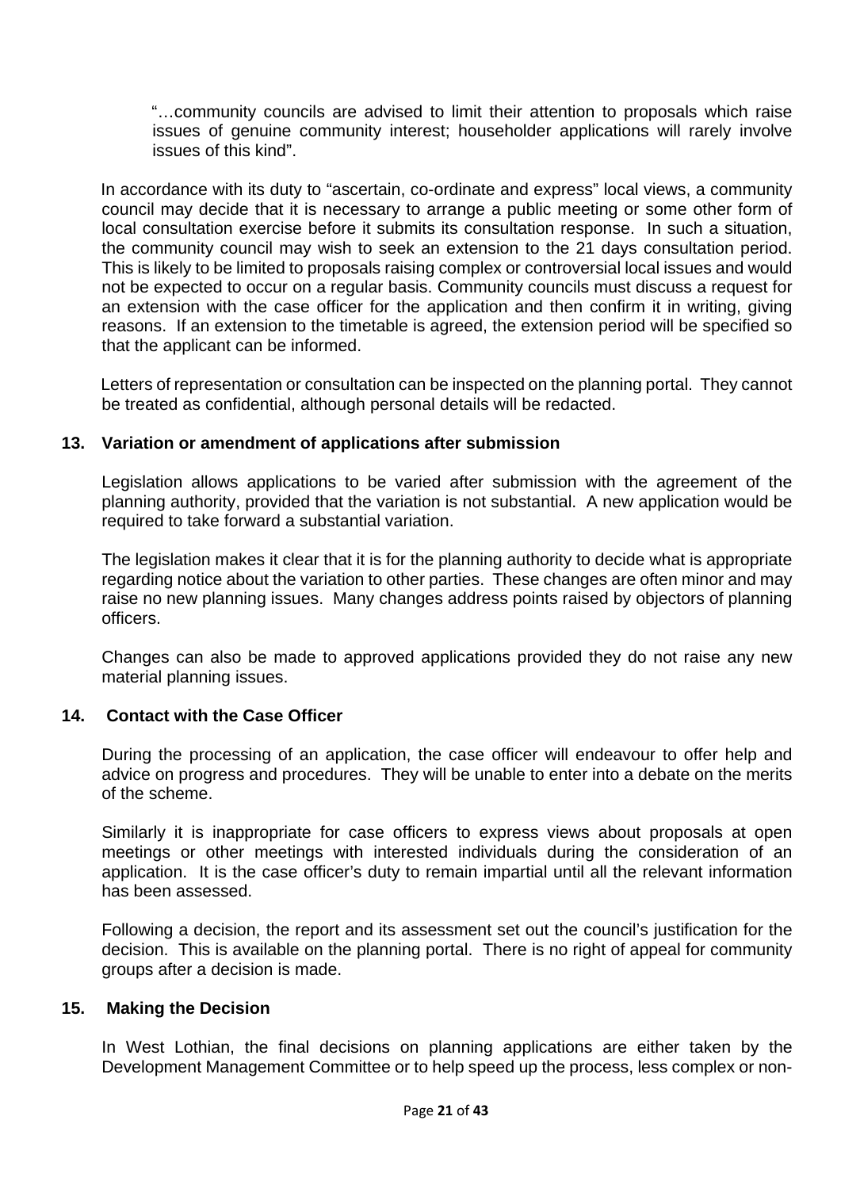> "…community councils are advised to limit their attention to proposals which raise issues of genuine community interest; householder applications will rarely involve issues of this kind".

In accordance with its duty to "ascertain, co-ordinate and express" local views, a community council may decide that it is necessary to arrange a public meeting or some other form of local consultation exercise before it submits its consultation response. In such a situation, the community council may wish to seek an extension to the 21 days consultation period. This is likely to be limited to proposals raising complex or controversial local issues and would not be expected to occur on a regular basis. Community councils must discuss a request for an extension with the case officer for the application and then confirm it in writing, giving reasons. If an extension to the timetable is agreed, the extension period will be specified so that the applicant can be informed.

Letters of representation or consultation can be inspected on the planning portal. They cannot be treated as confidential, although personal details will be redacted.

## 13. Variation or amendment of applications after submission

Legislation allows applications to be varied after submission with the agreement of the planning authority, provided that the variation is not substantial. A new application would be required to take forward a substantial variation.

The legislation makes it clear that it is for the planning authority to decide what is appropriate regarding notice about the variation to other parties. These changes are often minor and may raise no new planning issues. Many changes address points raised by objectors of planning officers.

Changes can also be made to approved applications provided they do not raise any new material planning issues.

## 14. Contact with the Case Officer

During the processing of an application, the case officer will endeavour to offer help and advice on progress and procedures. They will be unable to enter into a debate on the merits of the scheme.

Similarly it is inappropriate for case officers to express views about proposals at open meetings or other meetings with interested individuals during the consideration of an application. It is the case officer's duty to remain impartial until all the relevant information has been assessed.

Following a decision, the report and its assessment set out the council's justification for the decision. This is available on the planning portal. There is no right of appeal for community groups after a decision is made.

## 15. Making the Decision

In West Lothian, the final decisions on planning applications are either taken by the Development Management Committee or to help speed up the process, less complex or non-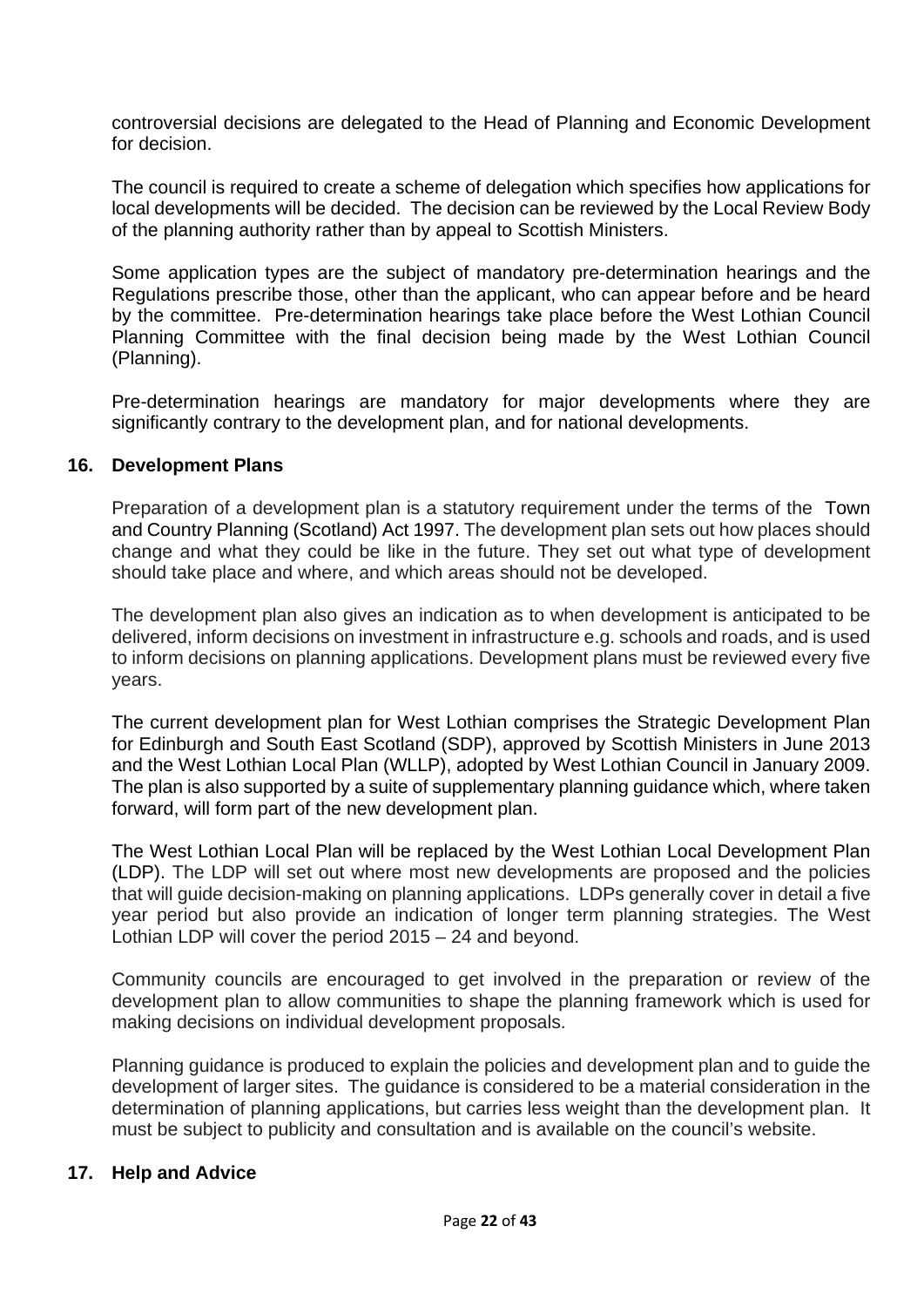controversial decisions are delegated to the Head of Planning and Economic Development for decision.

The council is required to create a scheme of delegation which specifies how applications for local developments will be decided. The decision can be reviewed by the Local Review Body of the planning authority rather than by appeal to Scottish Ministers.

Some application types are the subject of mandatory pre-determination hearings and the Regulations prescribe those, other than the applicant, who can appear before and be heard by the committee. Pre-determination hearings take place before the West Lothian Council Planning Committee with the final decision being made by the West Lothian Council (Planning).

Pre-determination hearings are mandatory for major developments where they are significantly contrary to the development plan, and for national developments.

## 16. Development Plans

Preparation of a development plan is a statutory requirement under the terms of the Town and Country Planning (Scotland) Act 1997. The development plan sets out how places should change and what they could be like in the future. They set out what type of development should take place and where, and which areas should not be developed.

The development plan also gives an indication as to when development is anticipated to be delivered, inform decisions on investment in infrastructure e.g. schools and roads, and is used to inform decisions on planning applications. Development plans must be reviewed every five years.

The current development plan for West Lothian comprises the Strategic Development Plan for Edinburgh and South East Scotland (SDP), approved by Scottish Ministers in June 2013 and the West Lothian Local Plan (WLLP), adopted by West Lothian Council in January 2009. The plan is also supported by a suite of supplementary planning guidance which, where taken forward, will form part of the new development plan.

The West Lothian Local Plan will be replaced by the West Lothian Local Development Plan (LDP). The LDP will set out where most new developments are proposed and the policies that will guide decision-making on planning applications. LDPs generally cover in detail a five year period but also provide an indication of longer term planning strategies. The West Lothian LDP will cover the period 2015 – 24 and beyond.

Community councils are encouraged to get involved in the preparation or review of the development plan to allow communities to shape the planning framework which is used for making decisions on individual development proposals.

Planning guidance is produced to explain the policies and development plan and to guide the development of larger sites. The guidance is considered to be a material consideration in the determination of planning applications, but carries less weight than the development plan. It must be subject to publicity and consultation and is available on the council's website.

## 17. Help and Advice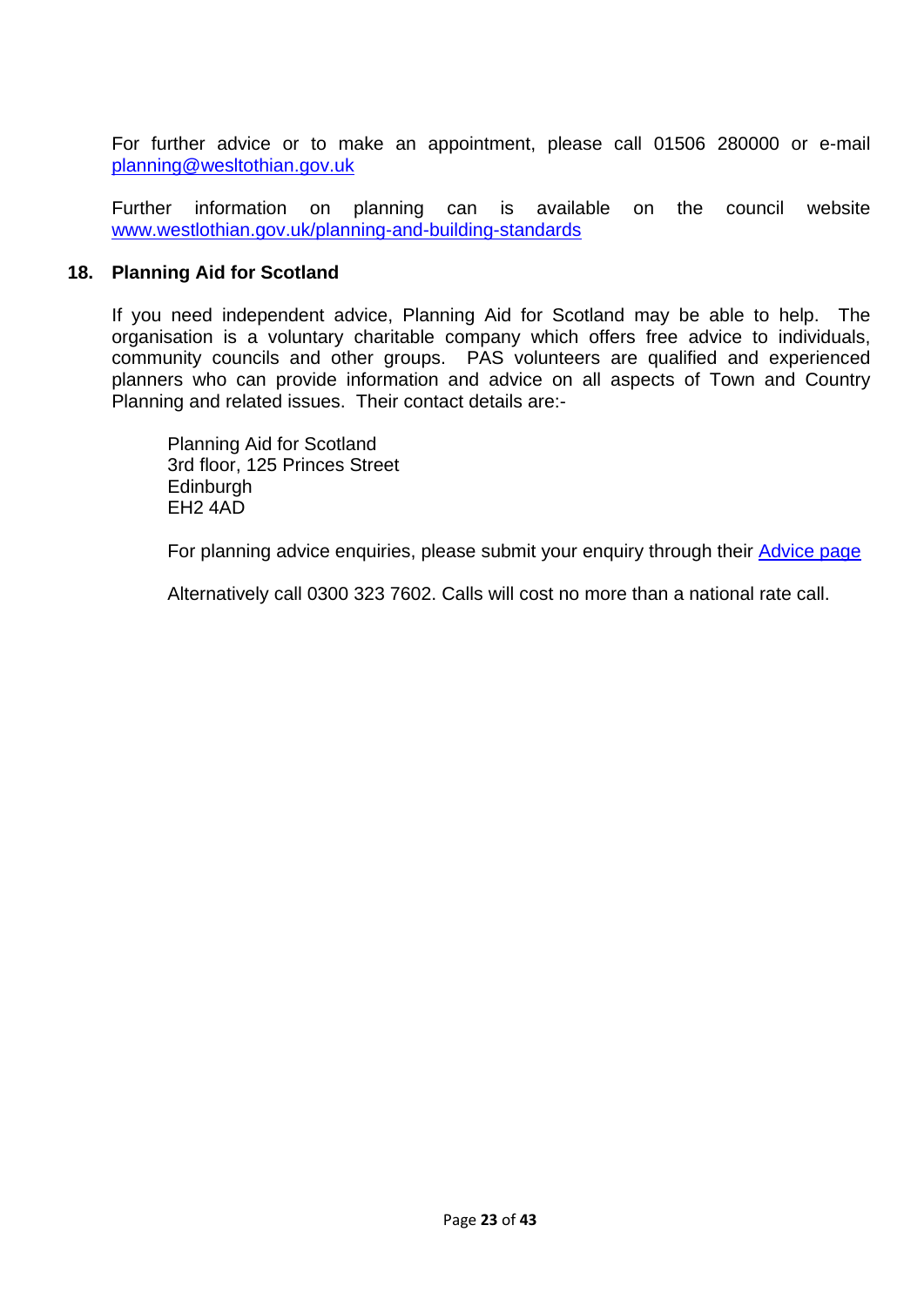For further advice or to make an appointment, please call 01506 280000 or e-mail planning@wesltothian.gov.uk

Further information on planning can is available on the council website www.westlothian.gov.uk/planning-and-building-standards

## 18. Planning Aid for Scotland

If you need independent advice, Planning Aid for Scotland may be able to help. The organisation is a voluntary charitable company which offers free advice to individuals, community councils and other groups. PAS volunteers are qualified and experienced planners who can provide information and advice on all aspects of Town and Country Planning and related issues. Their contact details are:-

Planning Aid for Scotland
3rd floor, 125 Princes Street
Edinburgh
EH2 4AD

For planning advice enquiries, please submit your enquiry through their Advice page

Alternatively call 0300 323 7602. Calls will cost no more than a national rate call.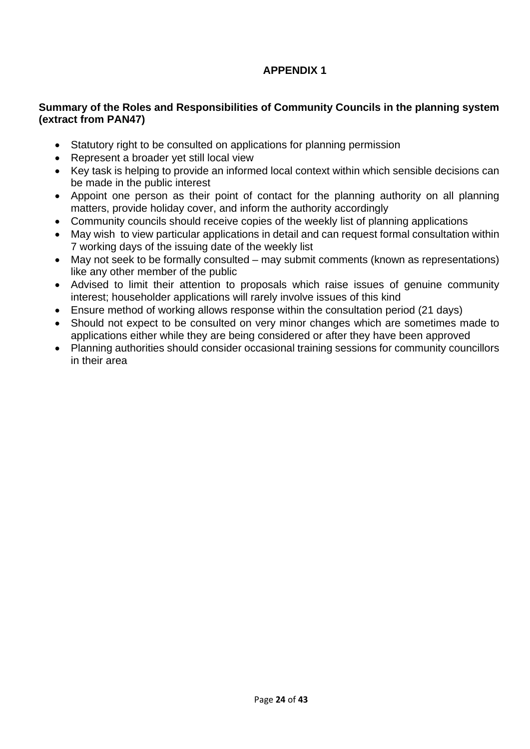# APPENDIX 1

**Summary of the Roles and Responsibilities of Community Councils in the planning system (extract from PAN47)**

- Statutory right to be consulted on applications for planning permission
- Represent a broader yet still local view
- Key task is helping to provide an informed local context within which sensible decisions can be made in the public interest
- Appoint one person as their point of contact for the planning authority on all planning matters, provide holiday cover, and inform the authority accordingly
- Community councils should receive copies of the weekly list of planning applications
- May wish to view particular applications in detail and can request formal consultation within 7 working days of the issuing date of the weekly list
- May not seek to be formally consulted – may submit comments (known as representations) like any other member of the public
- Advised to limit their attention to proposals which raise issues of genuine community interest; householder applications will rarely involve issues of this kind
- Ensure method of working allows response within the consultation period (21 days)
- Should not expect to be consulted on very minor changes which are sometimes made to applications either while they are being considered or after they have been approved
- Planning authorities should consider occasional training sessions for community councillors in their area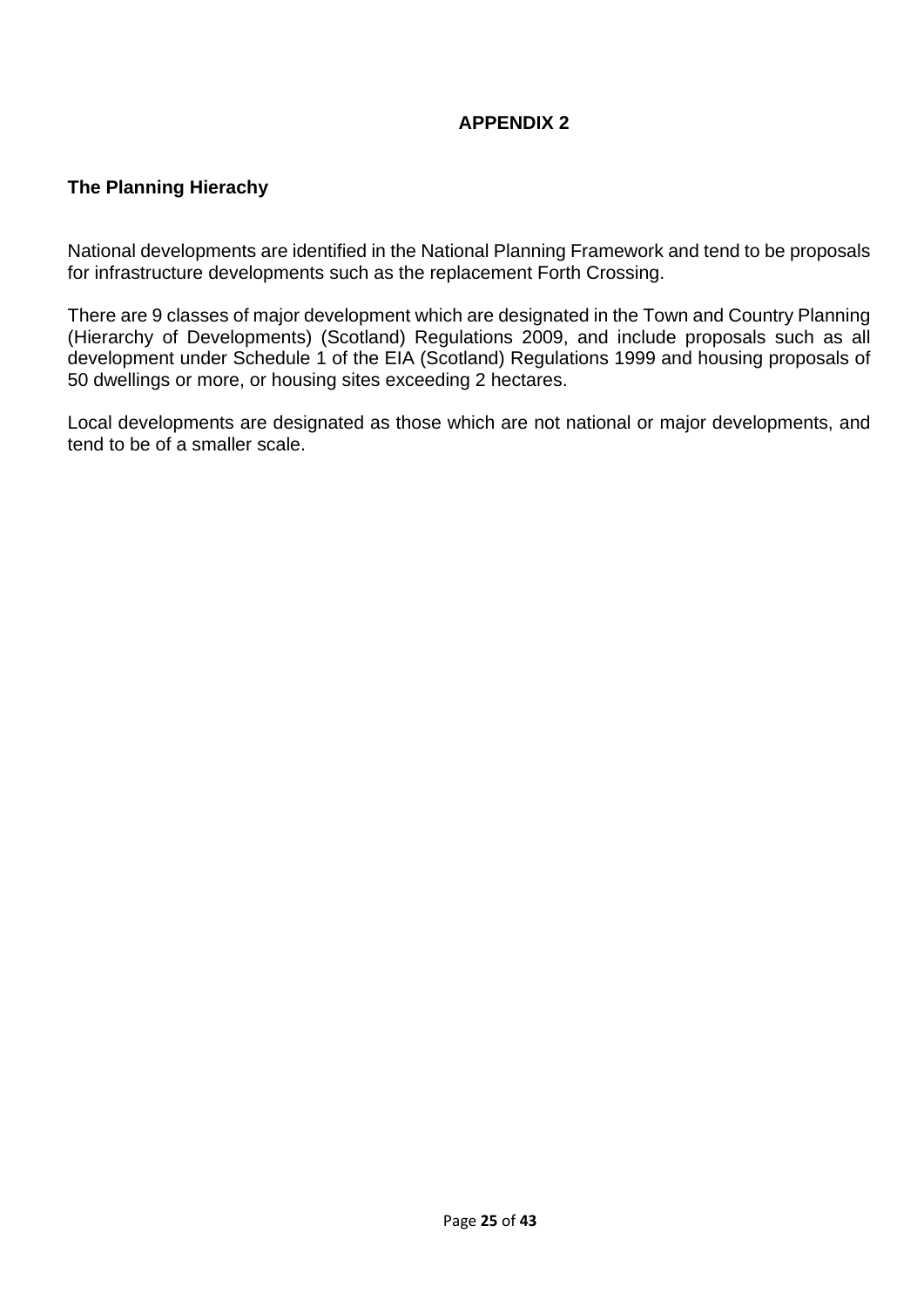## APPENDIX 2

### The Planning Hierachy

National developments are identified in the National Planning Framework and tend to be proposals for infrastructure developments such as the replacement Forth Crossing.

There are 9 classes of major development which are designated in the Town and Country Planning (Hierarchy of Developments) (Scotland) Regulations 2009, and include proposals such as all development under Schedule 1 of the EIA (Scotland) Regulations 1999 and housing proposals of 50 dwellings or more, or housing sites exceeding 2 hectares.

Local developments are designated as those which are not national or major developments, and tend to be of a smaller scale.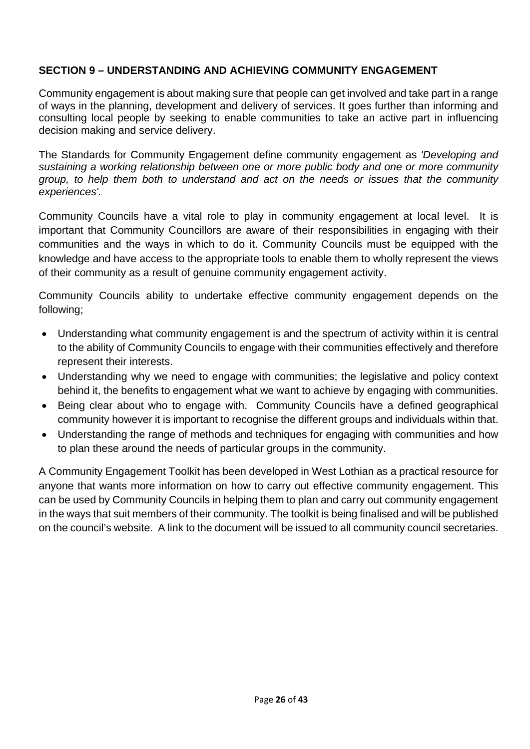## SECTION 9 – UNDERSTANDING AND ACHIEVING COMMUNITY ENGAGEMENT

Community engagement is about making sure that people can get involved and take part in a range of ways in the planning, development and delivery of services. It goes further than informing and consulting local people by seeking to enable communities to take an active part in influencing decision making and service delivery.

The Standards for Community Engagement define community engagement as *'Developing and sustaining a working relationship between one or more public body and one or more community group, to help them both to understand and act on the needs or issues that the community experiences'.*

Community Councils have a vital role to play in community engagement at local level. It is important that Community Councillors are aware of their responsibilities in engaging with their communities and the ways in which to do it. Community Councils must be equipped with the knowledge and have access to the appropriate tools to enable them to wholly represent the views of their community as a result of genuine community engagement activity.

Community Councils ability to undertake effective community engagement depends on the following;

- Understanding what community engagement is and the spectrum of activity within it is central to the ability of Community Councils to engage with their communities effectively and therefore represent their interests.
- Understanding why we need to engage with communities; the legislative and policy context behind it, the benefits to engagement what we want to achieve by engaging with communities.
- Being clear about who to engage with. Community Councils have a defined geographical community however it is important to recognise the different groups and individuals within that.
- Understanding the range of methods and techniques for engaging with communities and how to plan these around the needs of particular groups in the community.

A Community Engagement Toolkit has been developed in West Lothian as a practical resource for anyone that wants more information on how to carry out effective community engagement. This can be used by Community Councils in helping them to plan and carry out community engagement in the ways that suit members of their community. The toolkit is being finalised and will be published on the council's website. A link to the document will be issued to all community council secretaries.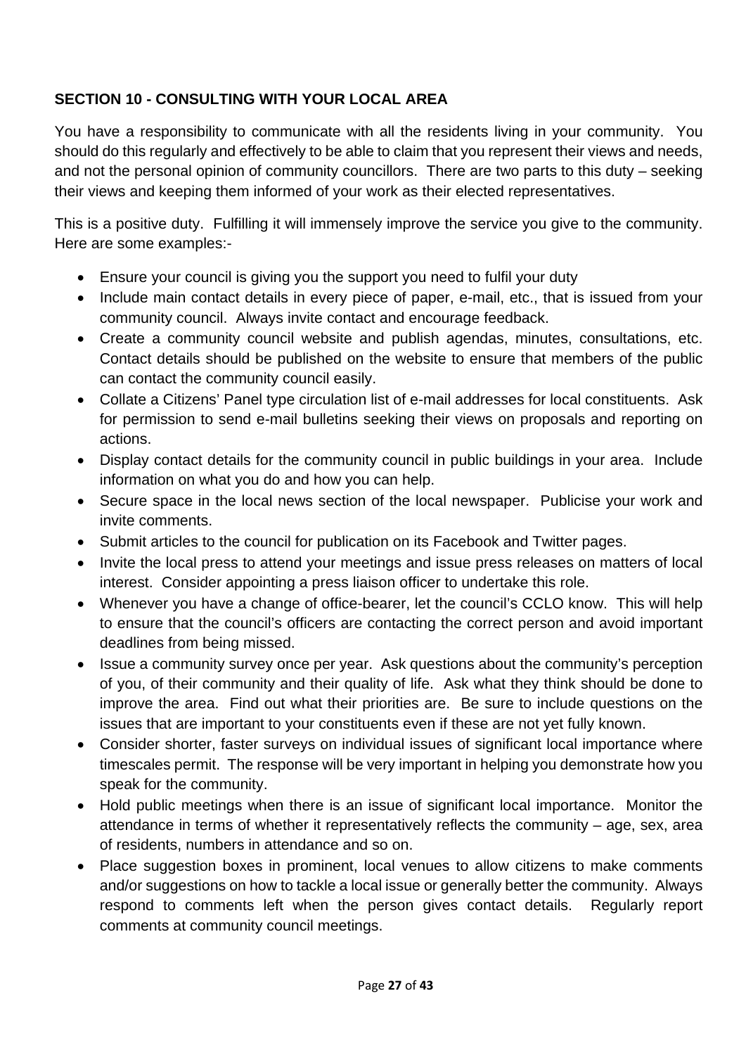**SECTION 10 - CONSULTING WITH YOUR LOCAL AREA**

You have a responsibility to communicate with all the residents living in your community. You should do this regularly and effectively to be able to claim that you represent their views and needs, and not the personal opinion of community councillors. There are two parts to this duty – seeking their views and keeping them informed of your work as their elected representatives.

This is a positive duty. Fulfilling it will immensely improve the service you give to the community. Here are some examples:-

- Ensure your council is giving you the support you need to fulfil your duty
- Include main contact details in every piece of paper, e-mail, etc., that is issued from your community council. Always invite contact and encourage feedback.
- Create a community council website and publish agendas, minutes, consultations, etc. Contact details should be published on the website to ensure that members of the public can contact the community council easily.
- Collate a Citizens' Panel type circulation list of e-mail addresses for local constituents. Ask for permission to send e-mail bulletins seeking their views on proposals and reporting on actions.
- Display contact details for the community council in public buildings in your area. Include information on what you do and how you can help.
- Secure space in the local news section of the local newspaper. Publicise your work and invite comments.
- Submit articles to the council for publication on its Facebook and Twitter pages.
- Invite the local press to attend your meetings and issue press releases on matters of local interest. Consider appointing a press liaison officer to undertake this role.
- Whenever you have a change of office-bearer, let the council's CCLO know. This will help to ensure that the council's officers are contacting the correct person and avoid important deadlines from being missed.
- Issue a community survey once per year. Ask questions about the community's perception of you, of their community and their quality of life. Ask what they think should be done to improve the area. Find out what their priorities are. Be sure to include questions on the issues that are important to your constituents even if these are not yet fully known.
- Consider shorter, faster surveys on individual issues of significant local importance where timescales permit. The response will be very important in helping you demonstrate how you speak for the community.
- Hold public meetings when there is an issue of significant local importance. Monitor the attendance in terms of whether it representatively reflects the community – age, sex, area of residents, numbers in attendance and so on.
- Place suggestion boxes in prominent, local venues to allow citizens to make comments and/or suggestions on how to tackle a local issue or generally better the community. Always respond to comments left when the person gives contact details. Regularly report comments at community council meetings.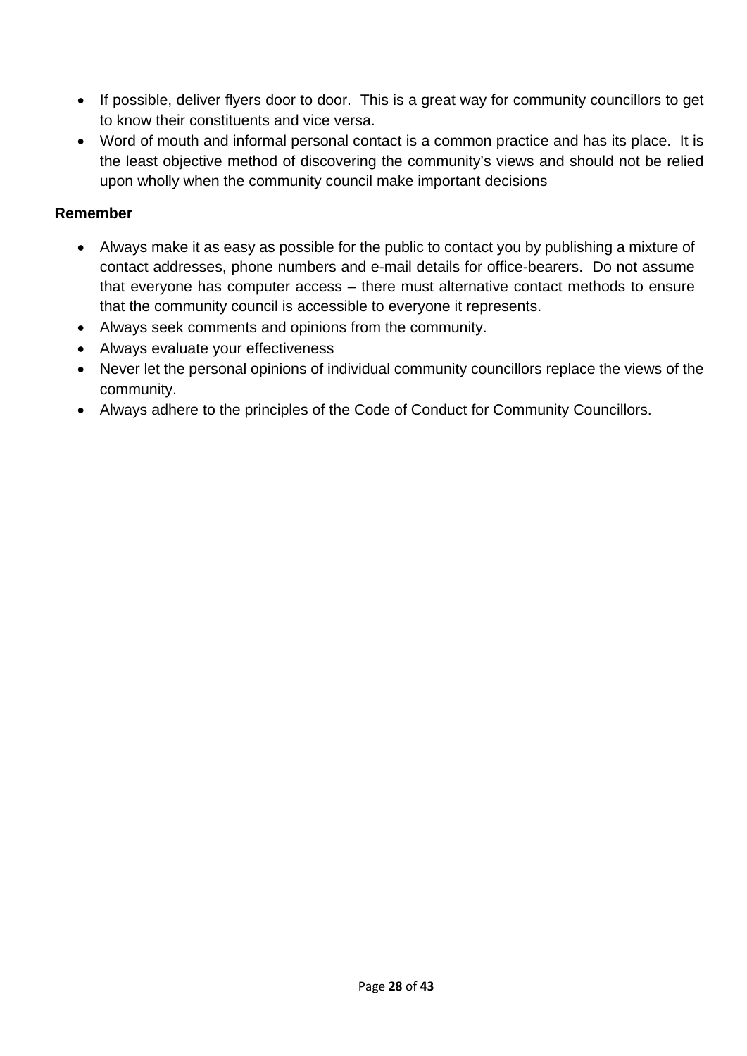- If possible, deliver flyers door to door. This is a great way for community councillors to get to know their constituents and vice versa.
- Word of mouth and informal personal contact is a common practice and has its place. It is the least objective method of discovering the community's views and should not be relied upon wholly when the community council make important decisions

**Remember**

- Always make it as easy as possible for the public to contact you by publishing a mixture of contact addresses, phone numbers and e-mail details for office-bearers. Do not assume that everyone has computer access – there must alternative contact methods to ensure that the community council is accessible to everyone it represents.
- Always seek comments and opinions from the community.
- Always evaluate your effectiveness
- Never let the personal opinions of individual community councillors replace the views of the community.
- Always adhere to the principles of the Code of Conduct for Community Councillors.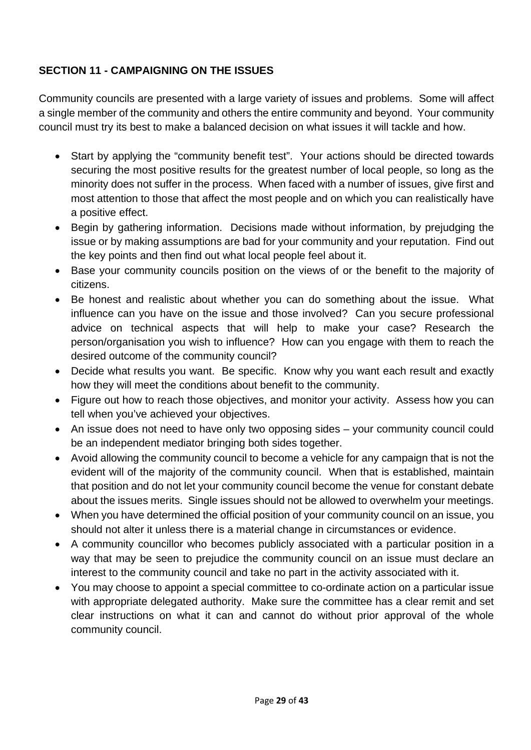## SECTION 11 - CAMPAIGNING ON THE ISSUES

Community councils are presented with a large variety of issues and problems. Some will affect a single member of the community and others the entire community and beyond. Your community council must try its best to make a balanced decision on what issues it will tackle and how.

- Start by applying the "community benefit test". Your actions should be directed towards securing the most positive results for the greatest number of local people, so long as the minority does not suffer in the process. When faced with a number of issues, give first and most attention to those that affect the most people and on which you can realistically have a positive effect.
- Begin by gathering information. Decisions made without information, by prejudging the issue or by making assumptions are bad for your community and your reputation. Find out the key points and then find out what local people feel about it.
- Base your community councils position on the views of or the benefit to the majority of citizens.
- Be honest and realistic about whether you can do something about the issue. What influence can you have on the issue and those involved? Can you secure professional advice on technical aspects that will help to make your case? Research the person/organisation you wish to influence? How can you engage with them to reach the desired outcome of the community council?
- Decide what results you want. Be specific. Know why you want each result and exactly how they will meet the conditions about benefit to the community.
- Figure out how to reach those objectives, and monitor your activity. Assess how you can tell when you've achieved your objectives.
- An issue does not need to have only two opposing sides – your community council could be an independent mediator bringing both sides together.
- Avoid allowing the community council to become a vehicle for any campaign that is not the evident will of the majority of the community council. When that is established, maintain that position and do not let your community council become the venue for constant debate about the issues merits. Single issues should not be allowed to overwhelm your meetings.
- When you have determined the official position of your community council on an issue, you should not alter it unless there is a material change in circumstances or evidence.
- A community councillor who becomes publicly associated with a particular position in a way that may be seen to prejudice the community council on an issue must declare an interest to the community council and take no part in the activity associated with it.
- You may choose to appoint a special committee to co-ordinate action on a particular issue with appropriate delegated authority. Make sure the committee has a clear remit and set clear instructions on what it can and cannot do without prior approval of the whole community council.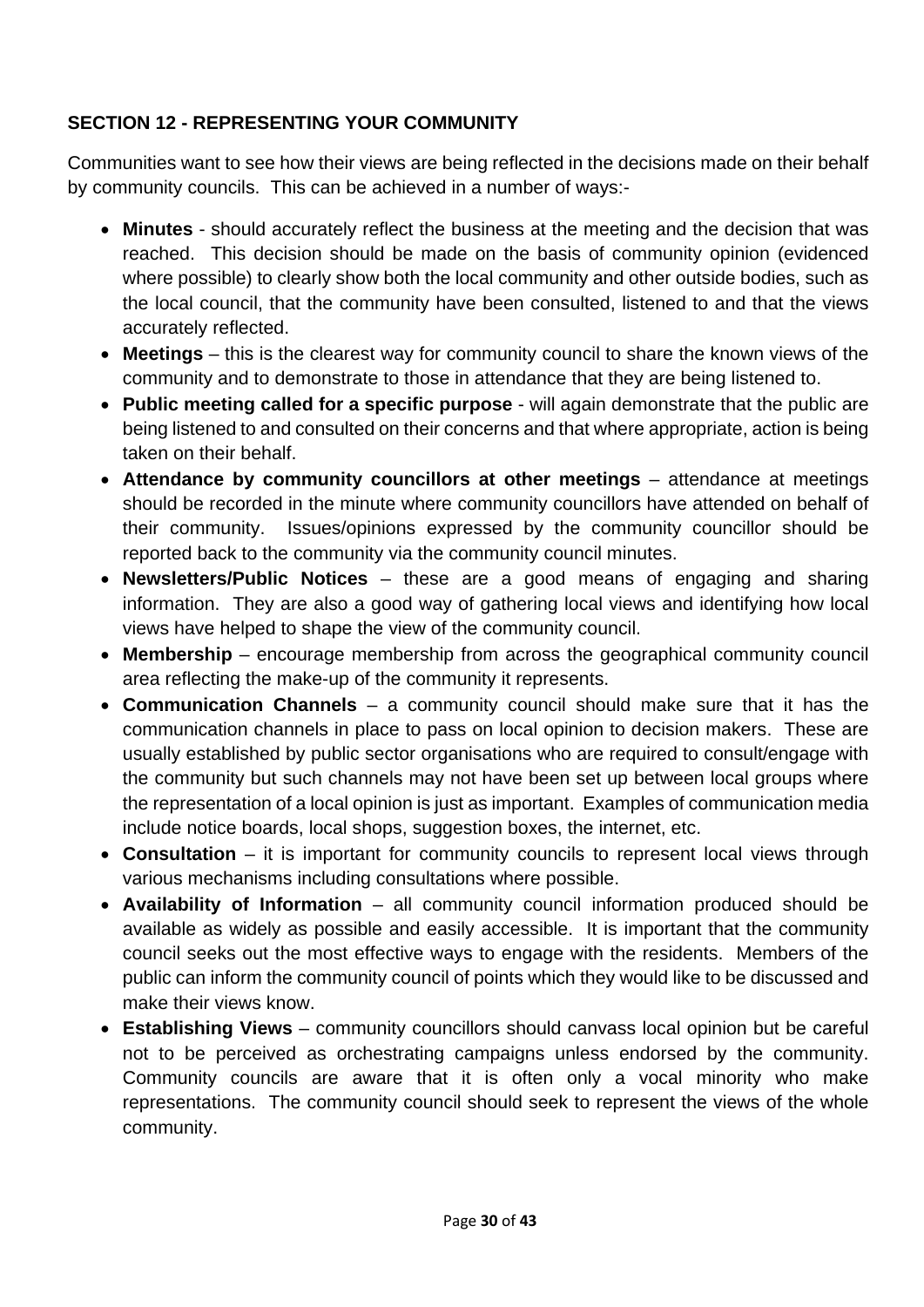## SECTION 12 - REPRESENTING YOUR COMMUNITY

Communities want to see how their views are being reflected in the decisions made on their behalf by community councils. This can be achieved in a number of ways:-

- **Minutes** - should accurately reflect the business at the meeting and the decision that was reached. This decision should be made on the basis of community opinion (evidenced where possible) to clearly show both the local community and other outside bodies, such as the local council, that the community have been consulted, listened to and that the views accurately reflected.
- **Meetings** – this is the clearest way for community council to share the known views of the community and to demonstrate to those in attendance that they are being listened to.
- **Public meeting called for a specific purpose** - will again demonstrate that the public are being listened to and consulted on their concerns and that where appropriate, action is being taken on their behalf.
- **Attendance by community councillors at other meetings** – attendance at meetings should be recorded in the minute where community councillors have attended on behalf of their community. Issues/opinions expressed by the community councillor should be reported back to the community via the community council minutes.
- **Newsletters/Public Notices** – these are a good means of engaging and sharing information. They are also a good way of gathering local views and identifying how local views have helped to shape the view of the community council.
- **Membership** – encourage membership from across the geographical community council area reflecting the make-up of the community it represents.
- **Communication Channels** – a community council should make sure that it has the communication channels in place to pass on local opinion to decision makers. These are usually established by public sector organisations who are required to consult/engage with the community but such channels may not have been set up between local groups where the representation of a local opinion is just as important. Examples of communication media include notice boards, local shops, suggestion boxes, the internet, etc.
- **Consultation** – it is important for community councils to represent local views through various mechanisms including consultations where possible.
- **Availability of Information** – all community council information produced should be available as widely as possible and easily accessible. It is important that the community council seeks out the most effective ways to engage with the residents. Members of the public can inform the community council of points which they would like to be discussed and make their views know.
- **Establishing Views** – community councillors should canvass local opinion but be careful not to be perceived as orchestrating campaigns unless endorsed by the community. Community councils are aware that it is often only a vocal minority who make representations. The community council should seek to represent the views of the whole community.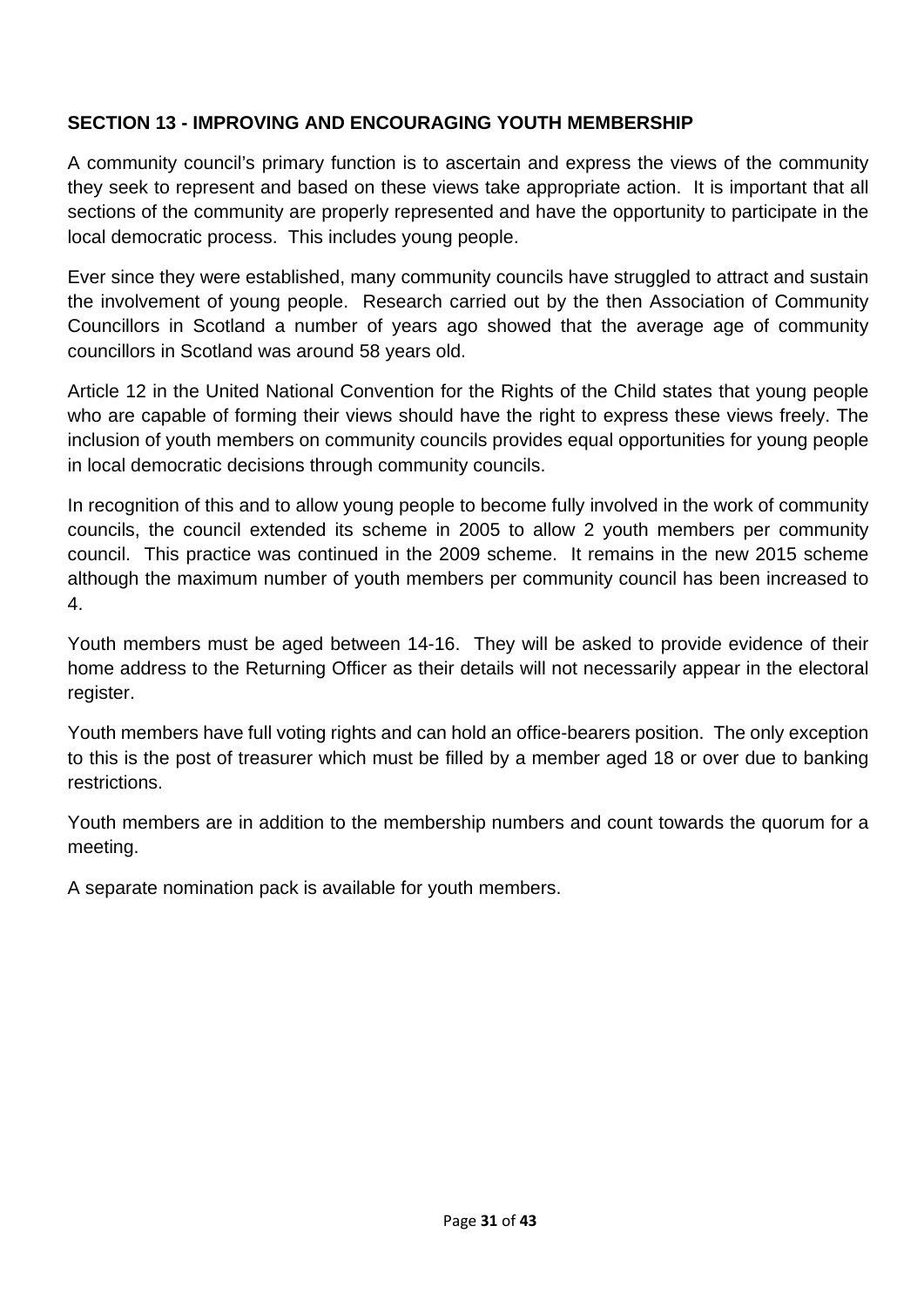## SECTION 13 - IMPROVING AND ENCOURAGING YOUTH MEMBERSHIP

A community council's primary function is to ascertain and express the views of the community they seek to represent and based on these views take appropriate action. It is important that all sections of the community are properly represented and have the opportunity to participate in the local democratic process. This includes young people.

Ever since they were established, many community councils have struggled to attract and sustain the involvement of young people. Research carried out by the then Association of Community Councillors in Scotland a number of years ago showed that the average age of community councillors in Scotland was around 58 years old.

Article 12 in the United National Convention for the Rights of the Child states that young people who are capable of forming their views should have the right to express these views freely. The inclusion of youth members on community councils provides equal opportunities for young people in local democratic decisions through community councils.

In recognition of this and to allow young people to become fully involved in the work of community councils, the council extended its scheme in 2005 to allow 2 youth members per community council. This practice was continued in the 2009 scheme. It remains in the new 2015 scheme although the maximum number of youth members per community council has been increased to 4.

Youth members must be aged between 14-16. They will be asked to provide evidence of their home address to the Returning Officer as their details will not necessarily appear in the electoral register.

Youth members have full voting rights and can hold an office-bearers position. The only exception to this is the post of treasurer which must be filled by a member aged 18 or over due to banking restrictions.

Youth members are in addition to the membership numbers and count towards the quorum for a meeting.

A separate nomination pack is available for youth members.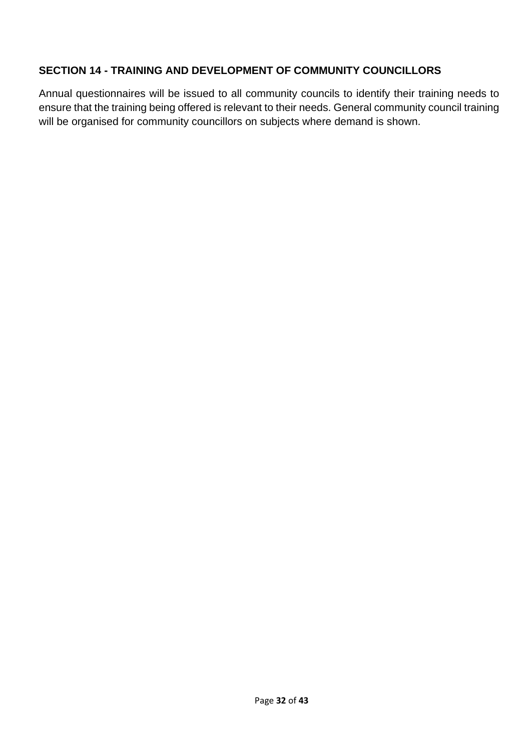## SECTION 14 - TRAINING AND DEVELOPMENT OF COMMUNITY COUNCILLORS

Annual questionnaires will be issued to all community councils to identify their training needs to ensure that the training being offered is relevant to their needs. General community council training will be organised for community councillors on subjects where demand is shown.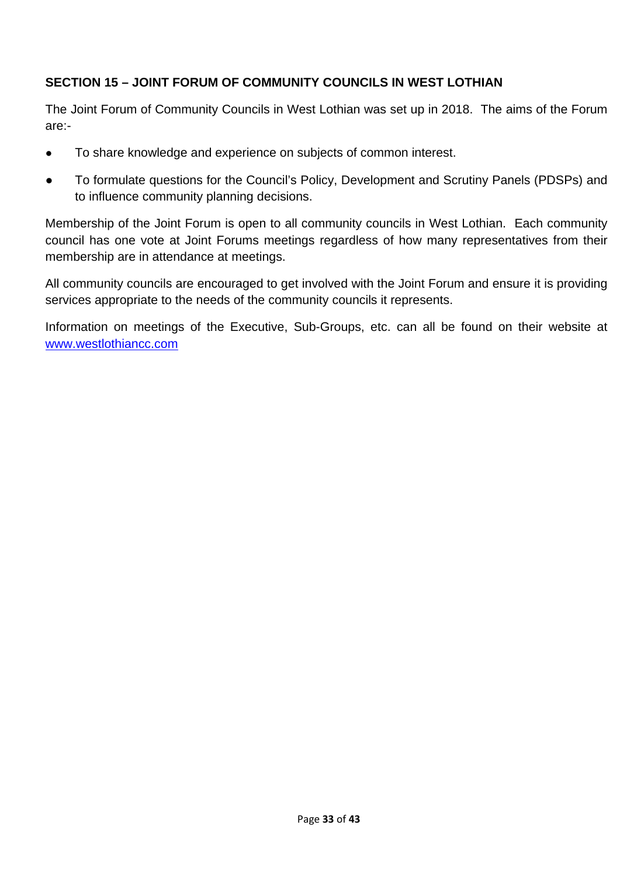## SECTION 15 – JOINT FORUM OF COMMUNITY COUNCILS IN WEST LOTHIAN

The Joint Forum of Community Councils in West Lothian was set up in 2018. The aims of the Forum are:-

- To share knowledge and experience on subjects of common interest.
- To formulate questions for the Council's Policy, Development and Scrutiny Panels (PDSPs) and to influence community planning decisions.

Membership of the Joint Forum is open to all community councils in West Lothian. Each community council has one vote at Joint Forums meetings regardless of how many representatives from their membership are in attendance at meetings.

All community councils are encouraged to get involved with the Joint Forum and ensure it is providing services appropriate to the needs of the community councils it represents.

Information on meetings of the Executive, Sub-Groups, etc. can all be found on their website at [www.westlothiancc.com](http://www.westlothiancc.com)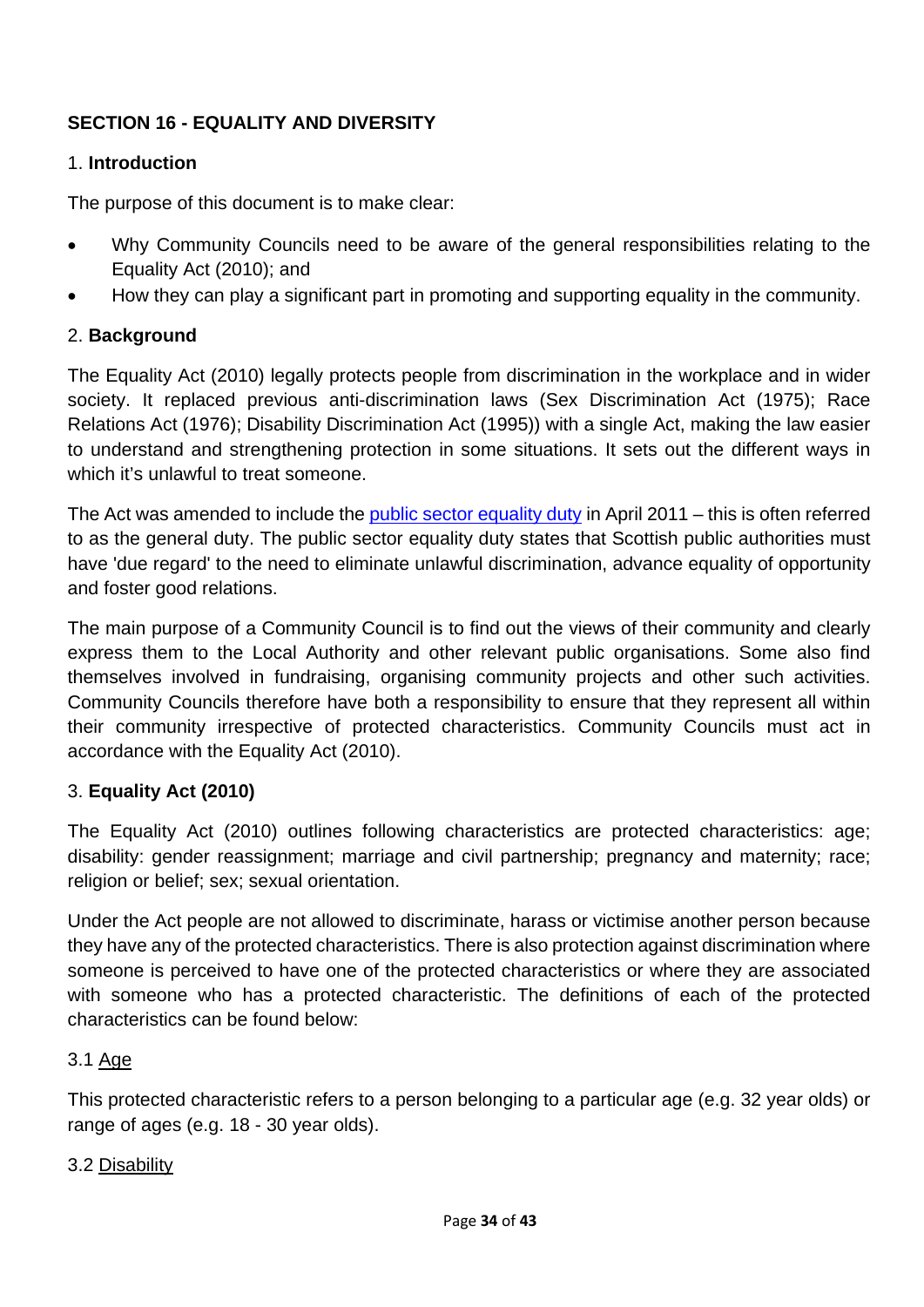## SECTION 16 - EQUALITY AND DIVERSITY

1. **Introduction**

The purpose of this document is to make clear:

- Why Community Councils need to be aware of the general responsibilities relating to the Equality Act (2010); and
- How they can play a significant part in promoting and supporting equality in the community.

2. **Background**

The Equality Act (2010) legally protects people from discrimination in the workplace and in wider society. It replaced previous anti-discrimination laws (Sex Discrimination Act (1975); Race Relations Act (1976); Disability Discrimination Act (1995)) with a single Act, making the law easier to understand and strengthening protection in some situations. It sets out the different ways in which it's unlawful to treat someone.

The Act was amended to include the public sector equality duty in April 2011 – this is often referred to as the general duty. The public sector equality duty states that Scottish public authorities must have 'due regard' to the need to eliminate unlawful discrimination, advance equality of opportunity and foster good relations.

The main purpose of a Community Council is to find out the views of their community and clearly express them to the Local Authority and other relevant public organisations. Some also find themselves involved in fundraising, organising community projects and other such activities. Community Councils therefore have both a responsibility to ensure that they represent all within their community irrespective of protected characteristics. Community Councils must act in accordance with the Equality Act (2010).

3. **Equality Act (2010)**

The Equality Act (2010) outlines following characteristics are protected characteristics: age; disability: gender reassignment; marriage and civil partnership; pregnancy and maternity; race; religion or belief; sex; sexual orientation.

Under the Act people are not allowed to discriminate, harass or victimise another person because they have any of the protected characteristics. There is also protection against discrimination where someone is perceived to have one of the protected characteristics or where they are associated with someone who has a protected characteristic. The definitions of each of the protected characteristics can be found below:

3.1 Age

This protected characteristic refers to a person belonging to a particular age (e.g. 32 year olds) or range of ages (e.g. 18 - 30 year olds).

3.2 Disability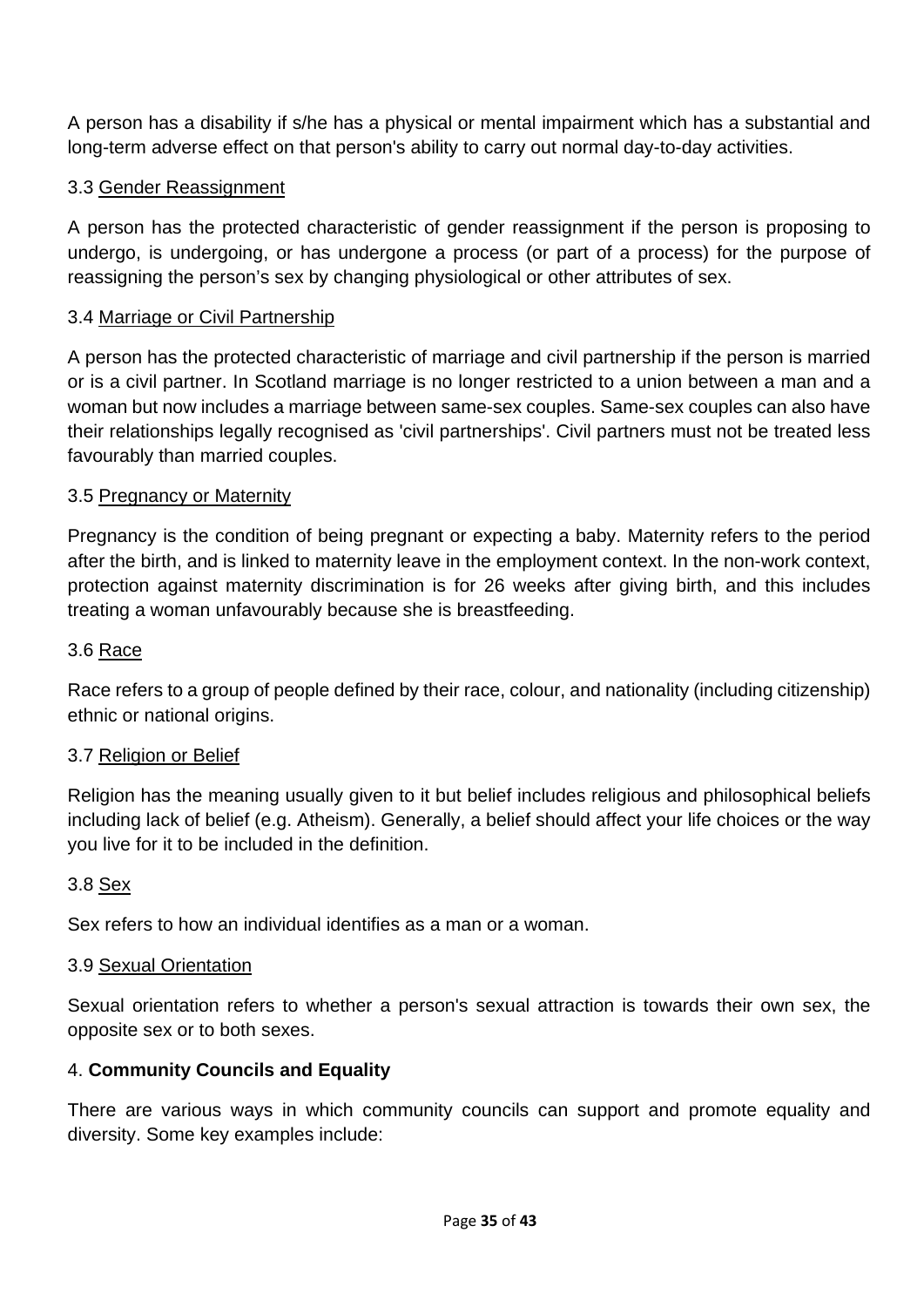A person has a disability if s/he has a physical or mental impairment which has a substantial and long-term adverse effect on that person's ability to carry out normal day-to-day activities.

3.3 Gender Reassignment

A person has the protected characteristic of gender reassignment if the person is proposing to undergo, is undergoing, or has undergone a process (or part of a process) for the purpose of reassigning the person's sex by changing physiological or other attributes of sex.

3.4 Marriage or Civil Partnership

A person has the protected characteristic of marriage and civil partnership if the person is married or is a civil partner. In Scotland marriage is no longer restricted to a union between a man and a woman but now includes a marriage between same-sex couples. Same-sex couples can also have their relationships legally recognised as 'civil partnerships'. Civil partners must not be treated less favourably than married couples.

3.5 Pregnancy or Maternity

Pregnancy is the condition of being pregnant or expecting a baby. Maternity refers to the period after the birth, and is linked to maternity leave in the employment context. In the non-work context, protection against maternity discrimination is for 26 weeks after giving birth, and this includes treating a woman unfavourably because she is breastfeeding.

3.6 Race

Race refers to a group of people defined by their race, colour, and nationality (including citizenship) ethnic or national origins.

3.7 Religion or Belief

Religion has the meaning usually given to it but belief includes religious and philosophical beliefs including lack of belief (e.g. Atheism). Generally, a belief should affect your life choices or the way you live for it to be included in the definition.

3.8 Sex

Sex refers to how an individual identifies as a man or a woman.

3.9 Sexual Orientation

Sexual orientation refers to whether a person's sexual attraction is towards their own sex, the opposite sex or to both sexes.

## 4. **Community Councils and Equality**

There are various ways in which community councils can support and promote equality and diversity. Some key examples include: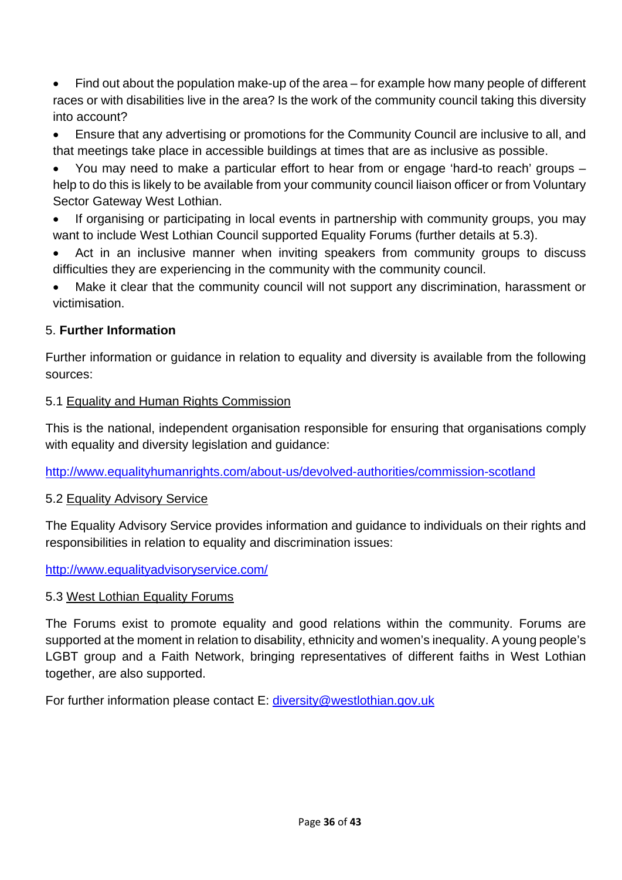- Find out about the population make-up of the area – for example how many people of different races or with disabilities live in the area? Is the work of the community council taking this diversity into account?
- Ensure that any advertising or promotions for the Community Council are inclusive to all, and that meetings take place in accessible buildings at times that are as inclusive as possible.
- You may need to make a particular effort to hear from or engage 'hard-to reach' groups – help to do this is likely to be available from your community council liaison officer or from Voluntary Sector Gateway West Lothian.
- If organising or participating in local events in partnership with community groups, you may want to include West Lothian Council supported Equality Forums (further details at 5.3).
- Act in an inclusive manner when inviting speakers from community groups to discuss difficulties they are experiencing in the community with the community council.
- Make it clear that the community council will not support any discrimination, harassment or victimisation.

5. **Further Information**

Further information or guidance in relation to equality and diversity is available from the following sources:

5.1 Equality and Human Rights Commission

This is the national, independent organisation responsible for ensuring that organisations comply with equality and diversity legislation and guidance:

http://www.equalityhumanrights.com/about-us/devolved-authorities/commission-scotland

5.2 Equality Advisory Service

The Equality Advisory Service provides information and guidance to individuals on their rights and responsibilities in relation to equality and discrimination issues:

http://www.equalityadvisoryservice.com/

5.3 West Lothian Equality Forums

The Forums exist to promote equality and good relations within the community. Forums are supported at the moment in relation to disability, ethnicity and women's inequality. A young people's LGBT group and a Faith Network, bringing representatives of different faiths in West Lothian together, are also supported.

For further information please contact E: diversity@westlothian.gov.uk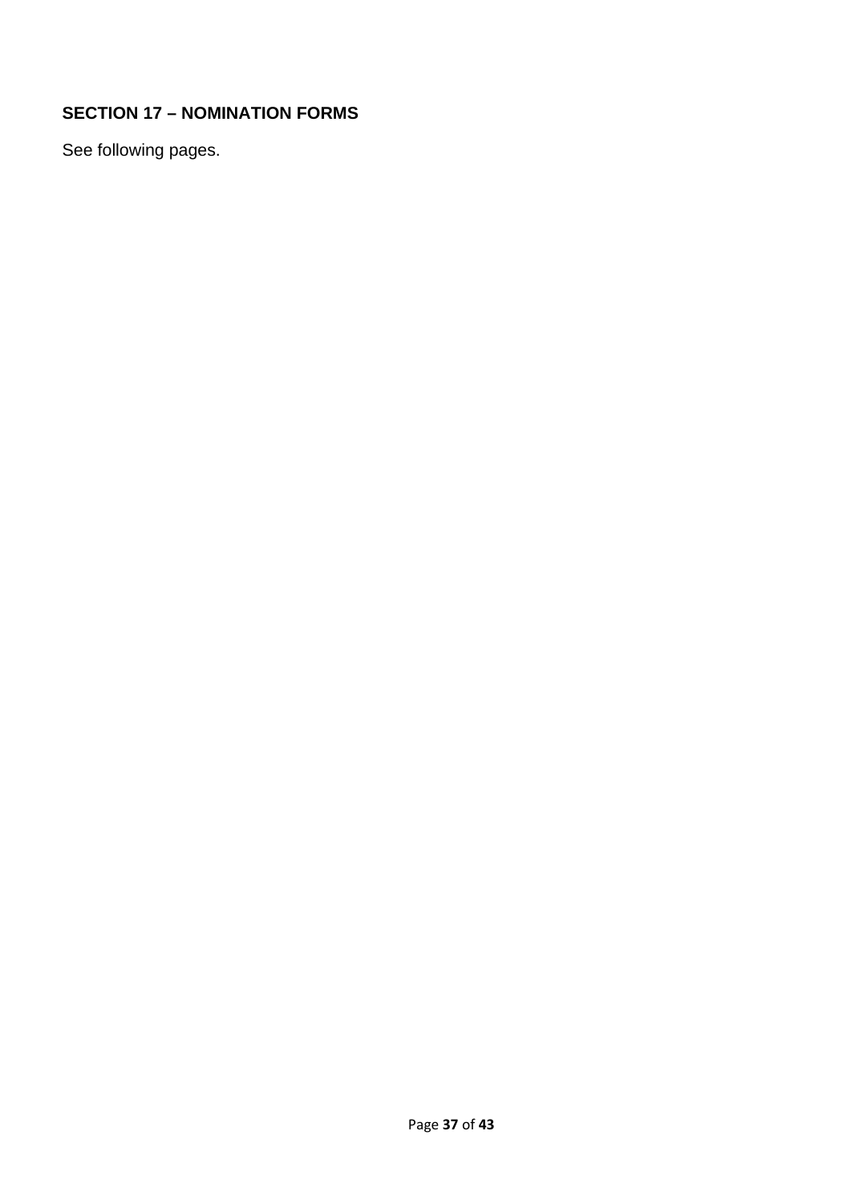## SECTION 17 – NOMINATION FORMS

See following pages.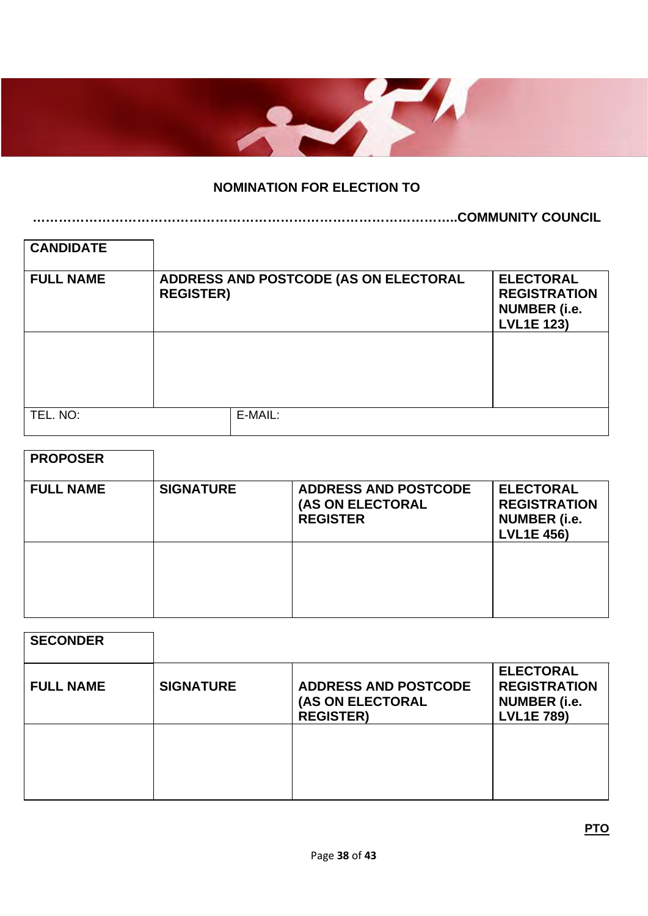**NOMINATION FOR ELECTION TO**

**……………………………………………………………………………………..COMMUNITY COUNCIL**

| **CANDIDATE** | | |
|---|---|---|
| **FULL NAME** | **ADDRESS AND POSTCODE (AS ON ELECTORAL REGISTER)** | **ELECTORAL REGISTRATION NUMBER (i.e. LVL1E 123)** |
| | | |
| TEL. NO: | E-MAIL: | |

| **PROPOSER** | | | |
|---|---|---|---|
| **FULL NAME** | **SIGNATURE** | **ADDRESS AND POSTCODE (AS ON ELECTORAL REGISTER** | **ELECTORAL REGISTRATION NUMBER (i.e. LVL1E 456)** |
| | | | |

| **SECONDER** | | | |
|---|---|---|---|
| **FULL NAME** | **SIGNATURE** | **ADDRESS AND POSTCODE (AS ON ELECTORAL REGISTER)** | **ELECTORAL REGISTRATION NUMBER (i.e. LVL1E 789)** |
| | | | |

**PTO**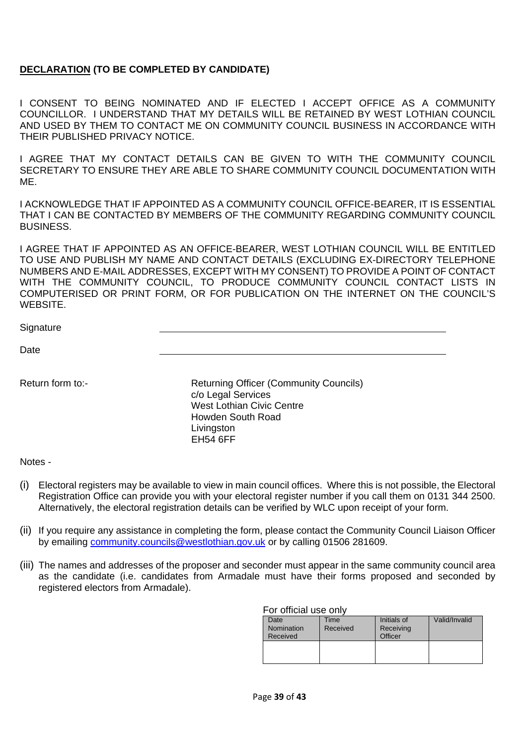**<u>DECLARATION</u> (TO BE COMPLETED BY CANDIDATE)**

I CONSENT TO BEING NOMINATED AND IF ELECTED I ACCEPT OFFICE AS A COMMUNITY COUNCILLOR. I UNDERSTAND THAT MY DETAILS WILL BE RETAINED BY WEST LOTHIAN COUNCIL AND USED BY THEM TO CONTACT ME ON COMMUNITY COUNCIL BUSINESS IN ACCORDANCE WITH THEIR PUBLISHED PRIVACY NOTICE.

I AGREE THAT MY CONTACT DETAILS CAN BE GIVEN TO WITH THE COMMUNITY COUNCIL SECRETARY TO ENSURE THEY ARE ABLE TO SHARE COMMUNITY COUNCIL DOCUMENTATION WITH ME.

I ACKNOWLEDGE THAT IF APPOINTED AS A COMMUNITY COUNCIL OFFICE-BEARER, IT IS ESSENTIAL THAT I CAN BE CONTACTED BY MEMBERS OF THE COMMUNITY REGARDING COMMUNITY COUNCIL BUSINESS.

I AGREE THAT IF APPOINTED AS AN OFFICE-BEARER, WEST LOTHIAN COUNCIL WILL BE ENTITLED TO USE AND PUBLISH MY NAME AND CONTACT DETAILS (EXCLUDING EX-DIRECTORY TELEPHONE NUMBERS AND E-MAIL ADDRESSES, EXCEPT WITH MY CONSENT) TO PROVIDE A POINT OF CONTACT WITH THE COMMUNITY COUNCIL, TO PRODUCE COMMUNITY COUNCIL CONTACT LISTS IN COMPUTERISED OR PRINT FORM, OR FOR PUBLICATION ON THE INTERNET ON THE COUNCIL'S WEBSITE.

Signature \_\_\_\_\_\_\_\_\_\_\_\_\_\_\_\_\_\_\_\_\_\_\_\_\_\_\_\_\_\_\_\_\_\_\_\_\_\_\_\_

Date \_\_\_\_\_\_\_\_\_\_\_\_\_\_\_\_\_\_\_\_\_\_\_\_\_\_\_\_\_\_\_\_\_\_\_\_\_\_\_\_

Return form to:-

Returning Officer (Community Councils)
c/o Legal Services
West Lothian Civic Centre
Howden South Road
Livingston
EH54 6FF

Notes -

(i) Electoral registers may be available to view in main council offices. Where this is not possible, the Electoral Registration Office can provide you with your electoral register number if you call them on 0131 344 2500. Alternatively, the electoral registration details can be verified by WLC upon receipt of your form.

(ii) If you require any assistance in completing the form, please contact the Community Council Liaison Officer by emailing community.councils@westlothian.gov.uk or by calling 01506 281609.

(iii) The names and addresses of the proposer and seconder must appear in the same community council area as the candidate (i.e. candidates from Armadale must have their forms proposed and seconded by registered electors from Armadale).

For official use only

| Date Nomination Received | Time Received | Initials of Receiving Officer | Valid/Invalid |
|---|---|---|---|
| | | | |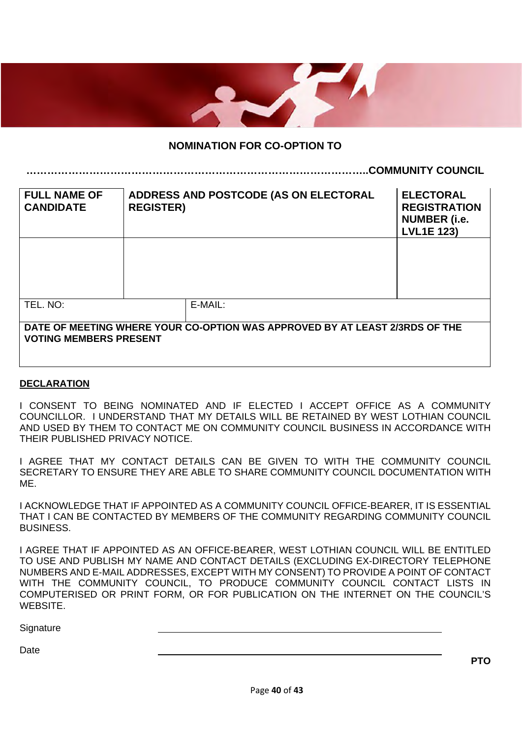## NOMINATION FOR CO-OPTION TO

**……………………………………………………………………………………..COMMUNITY COUNCIL**

| **FULL NAME OF CANDIDATE** | **ADDRESS AND POSTCODE (AS ON ELECTORAL REGISTER)** | | **ELECTORAL REGISTRATION NUMBER (i.e. LVL1E 123)** |
|---|---|---|---|
| | | | |
| TEL. NO: | | E-MAIL: | |
| **DATE OF MEETING WHERE YOUR CO-OPTION WAS APPROVED BY AT LEAST 2/3RDS OF THE VOTING MEMBERS PRESENT** | | | |

**DECLARATION**

I CONSENT TO BEING NOMINATED AND IF ELECTED I ACCEPT OFFICE AS A COMMUNITY COUNCILLOR. I UNDERSTAND THAT MY DETAILS WILL BE RETAINED BY WEST LOTHIAN COUNCIL AND USED BY THEM TO CONTACT ME ON COMMUNITY COUNCIL BUSINESS IN ACCORDANCE WITH THEIR PUBLISHED PRIVACY NOTICE.

I AGREE THAT MY CONTACT DETAILS CAN BE GIVEN TO WITH THE COMMUNITY COUNCIL SECRETARY TO ENSURE THEY ARE ABLE TO SHARE COMMUNITY COUNCIL DOCUMENTATION WITH ME.

I ACKNOWLEDGE THAT IF APPOINTED AS A COMMUNITY COUNCIL OFFICE-BEARER, IT IS ESSENTIAL THAT I CAN BE CONTACTED BY MEMBERS OF THE COMMUNITY REGARDING COMMUNITY COUNCIL BUSINESS.

I AGREE THAT IF APPOINTED AS AN OFFICE-BEARER, WEST LOTHIAN COUNCIL WILL BE ENTITLED TO USE AND PUBLISH MY NAME AND CONTACT DETAILS (EXCLUDING EX-DIRECTORY TELEPHONE NUMBERS AND E-MAIL ADDRESSES, EXCEPT WITH MY CONSENT) TO PROVIDE A POINT OF CONTACT WITH THE COMMUNITY COUNCIL, TO PRODUCE COMMUNITY COUNCIL CONTACT LISTS IN COMPUTERISED OR PRINT FORM, OR FOR PUBLICATION ON THE INTERNET ON THE COUNCIL'S WEBSITE.

Signature ______________________________

Date ______________________________

**PTO**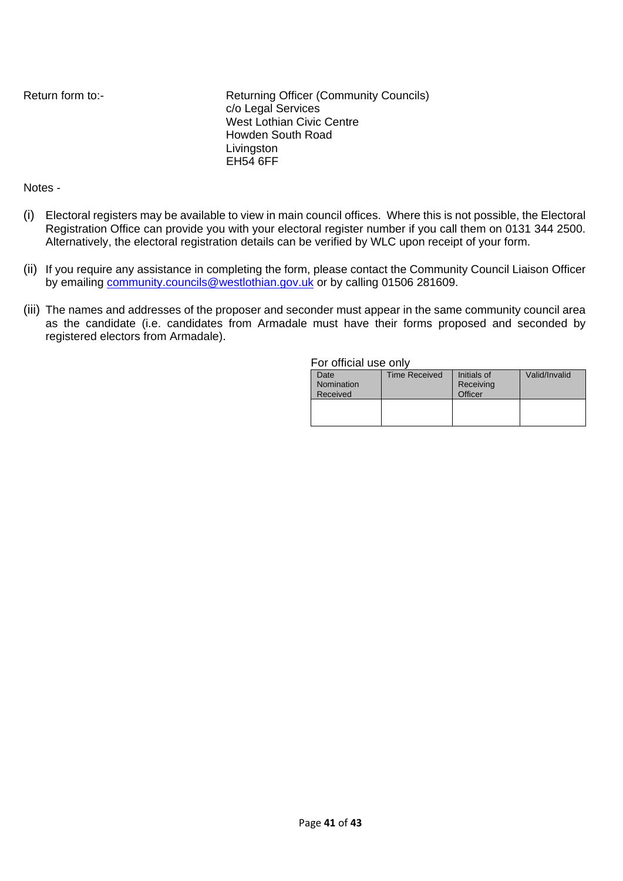Return form to:-

Returning Officer (Community Councils)
c/o Legal Services
West Lothian Civic Centre
Howden South Road
Livingston
EH54 6FF

Notes -

(i) Electoral registers may be available to view in main council offices. Where this is not possible, the Electoral Registration Office can provide you with your electoral register number if you call them on 0131 344 2500. Alternatively, the electoral registration details can be verified by WLC upon receipt of your form.

(ii) If you require any assistance in completing the form, please contact the Community Council Liaison Officer by emailing community.councils@westlothian.gov.uk or by calling 01506 281609.

(iii) The names and addresses of the proposer and seconder must appear in the same community council area as the candidate (i.e. candidates from Armadale must have their forms proposed and seconded by registered electors from Armadale).

For official use only

| Date Nomination Received | Time Received | Initials of Receiving Officer | Valid/Invalid |
|---|---|---|---|
| | | | |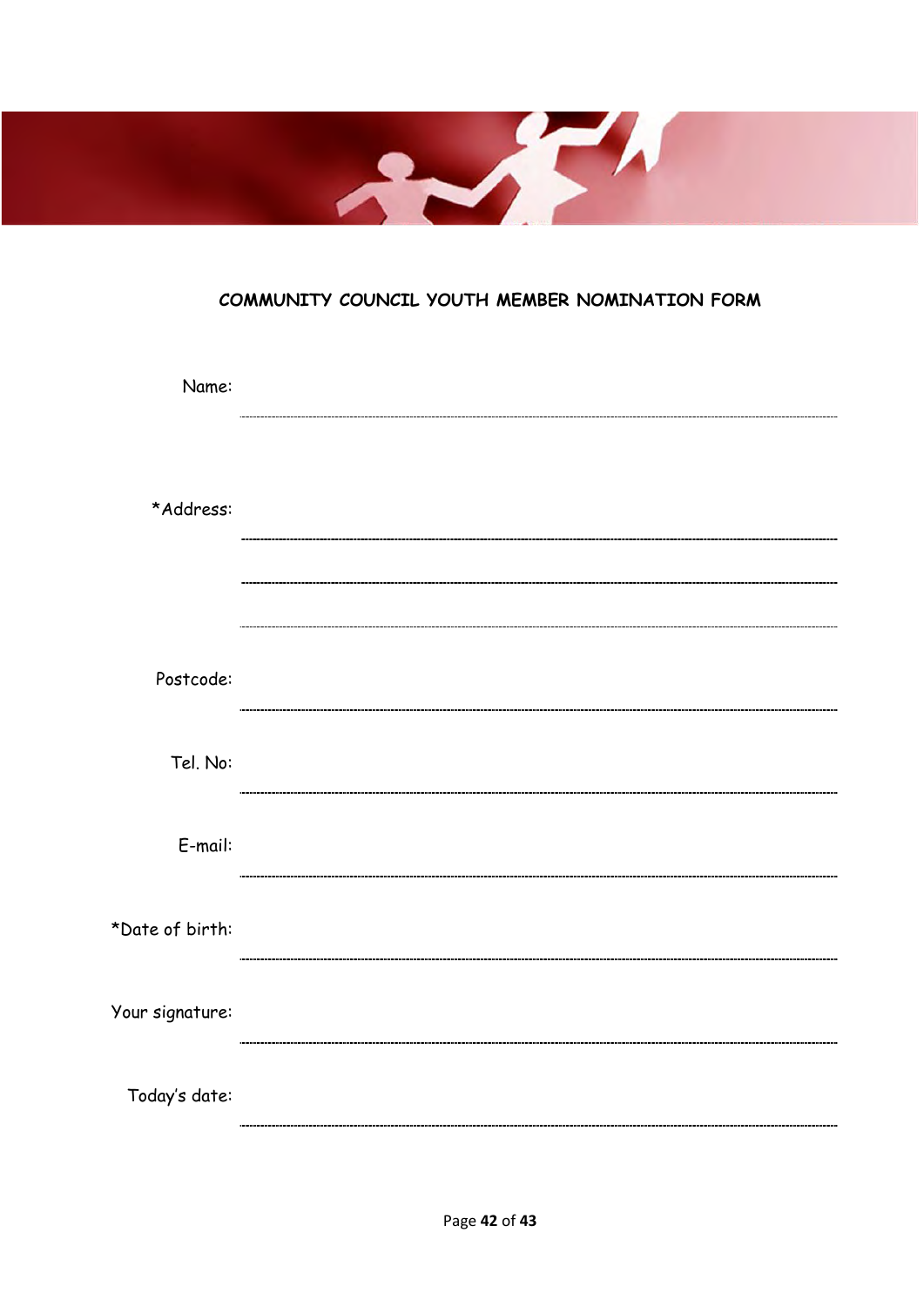## COMMUNITY COUNCIL YOUTH MEMBER NOMINATION FORM

Name: ..............................................................................................................

*Address: ..............................................................................................................

..............................................................................................................

..............................................................................................................

Postcode: ..............................................................................................................

Tel. No: ..............................................................................................................

E-mail: ..............................................................................................................

*Date of birth: ..............................................................................................................

Your signature: ..............................................................................................................

Today's date: ..............................................................................................................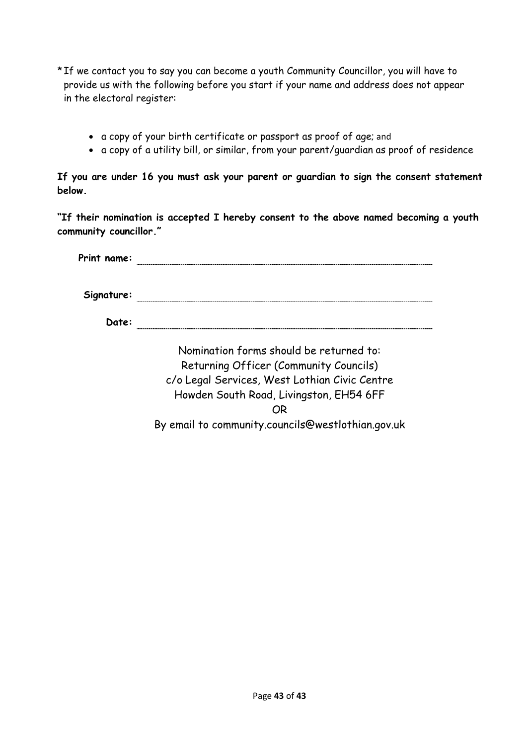*If we contact you to say you can become a youth Community Councillor, you will have to provide us with the following before you start if your name and address does not appear in the electoral register:

- a copy of your birth certificate or passport as proof of age; and
- a copy of a utility bill, or similar, from your parent/guardian as proof of residence

**If you are under 16 you must ask your parent or guardian to sign the consent statement below.**

**"If their nomination is accepted I hereby consent to the above named becoming a youth community councillor."**

**Print name:** ..............................................................................

**Signature:** ..............................................................................

**Date:** ..............................................................................

Nomination forms should be returned to:
Returning Officer (Community Councils)
c/o Legal Services, West Lothian Civic Centre
Howden South Road, Livingston, EH54 6FF
OR
By email to community.councils@westlothian.gov.uk